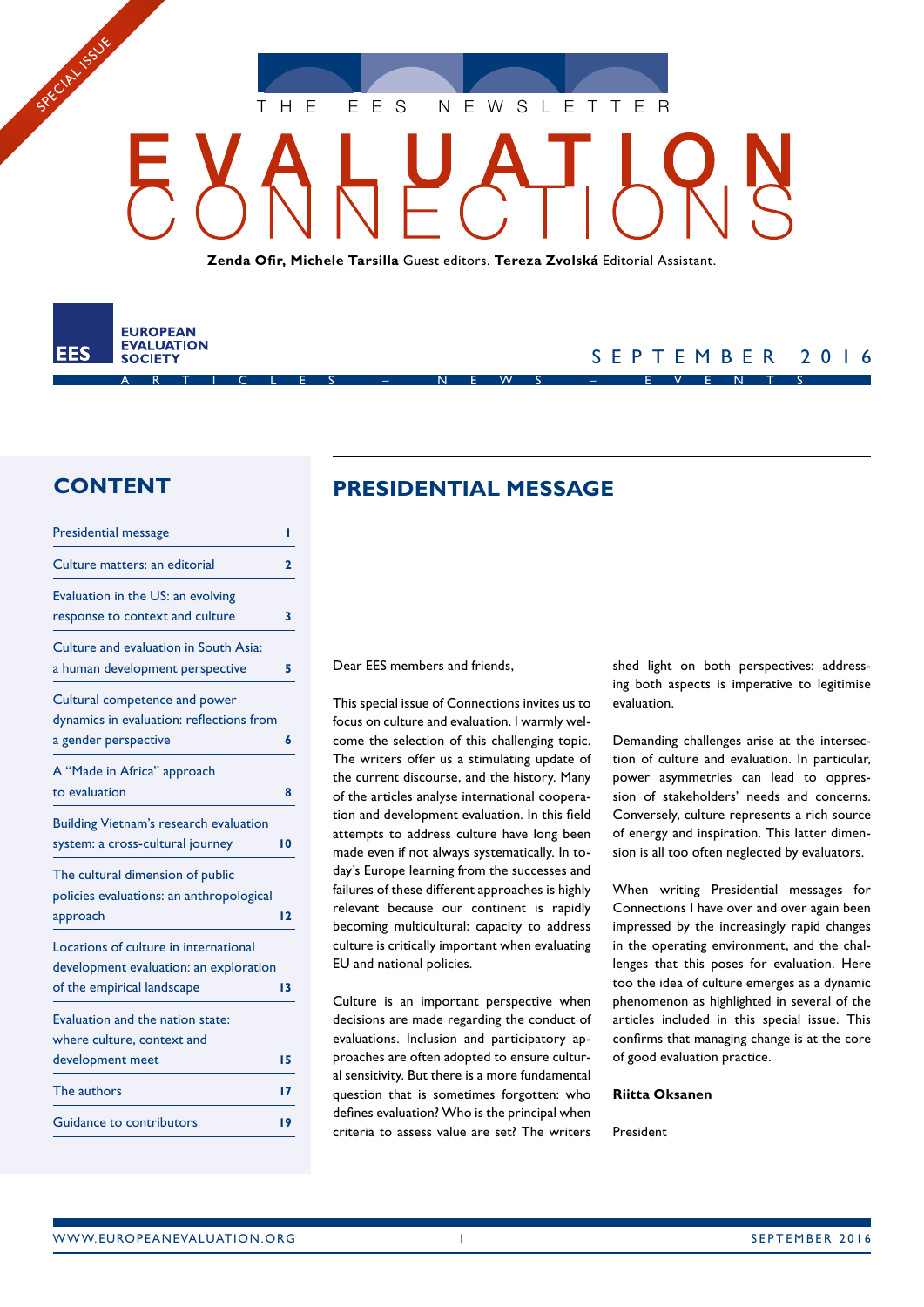SPECIAL ISSUE

THE EES NEWSLETTER

# EVALUATION CONNECTIONS

**Zenda Ofir, Michele Tarsilla** Guest editors. **Tereza Zvolská** Editorial Assistant.

EES EUROPEAN EVALUATION SOCIETY

SEPTEMBER 2016

ARTICLES – NEWS – EVENTS

## CONTENT

| | |
|---|---|
| Presidential message | 1 |
| Culture matters: an editorial | 2 |
| Evaluation in the US: an evolving response to context and culture | 3 |
| Culture and evaluation in South Asia: a human development perspective | 5 |
| Cultural competence and power dynamics in evaluation: reflections from a gender perspective | 6 |
| A "Made in Africa" approach to evaluation | 8 |
| Building Vietnam's research evaluation system: a cross-cultural journey | 10 |
| The cultural dimension of public policies evaluations: an anthropological approach | 12 |
| Locations of culture in international development evaluation: an exploration of the empirical landscape | 13 |
| Evaluation and the nation state: where culture, context and development meet | 15 |
| The authors | 17 |
| Guidance to contributors | 19 |

## PRESIDENTIAL MESSAGE

Dear EES members and friends,

This special issue of Connections invites us to focus on culture and evaluation. I warmly welcome the selection of this challenging topic. The writers offer us a stimulating update of the current discourse, and the history. Many of the articles analyse international cooperation and development evaluation. In this field attempts to address culture have long been made even if not always systematically. In today's Europe learning from the successes and failures of these different approaches is highly relevant because our continent is rapidly becoming multicultural: capacity to address culture is critically important when evaluating EU and national policies.

Culture is an important perspective when decisions are made regarding the conduct of evaluations. Inclusion and participatory approaches are often adopted to ensure cultural sensitivity. But there is a more fundamental question that is sometimes forgotten: who defines evaluation? Who is the principal when criteria to assess value are set? The writers shed light on both perspectives: addressing both aspects is imperative to legitimise evaluation.

Demanding challenges arise at the intersection of culture and evaluation. In particular, power asymmetries can lead to oppression of stakeholders' needs and concerns. Conversely, culture represents a rich source of energy and inspiration. This latter dimension is all too often neglected by evaluators.

When writing Presidential messages for Connections I have over and over again been impressed by the increasingly rapid changes in the operating environment, and the challenges that this poses for evaluation. Here too the idea of culture emerges as a dynamic phenomenon as highlighted in several of the articles included in this special issue. This confirms that managing change is at the core of good evaluation practice.

**Riitta Oksanen**

President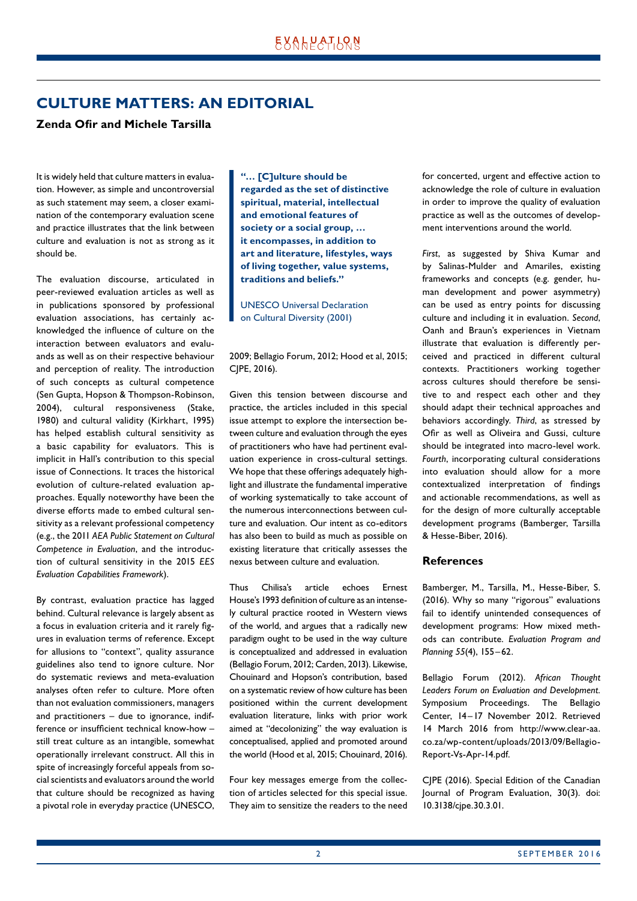# CULTURE MATTERS: AN EDITORIAL

**Zenda Ofir and Michele Tarsilla**

It is widely held that culture matters in evaluation. However, as simple and uncontroversial as such statement may seem, a closer examination of the contemporary evaluation scene and practice illustrates that the link between culture and evaluation is not as strong as it should be.

The evaluation discourse, articulated in peer-reviewed evaluation articles as well as in publications sponsored by professional evaluation associations, has certainly acknowledged the influence of culture on the interaction between evaluators and evaluands as well as on their respective behaviour and perception of reality. The introduction of such concepts as cultural competence (Sen Gupta, Hopson & Thompson-Robinson, 2004), cultural responsiveness (Stake, 1980) and cultural validity (Kirkhart, 1995) has helped establish cultural sensitivity as a basic capability for evaluators. This is implicit in Hall's contribution to this special issue of Connections. It traces the historical evolution of culture-related evaluation approaches. Equally noteworthy have been the diverse efforts made to embed cultural sensitivity as a relevant professional competency (e.g., the 2011 *AEA Public Statement on Cultural Competence in Evaluation*, and the introduction of cultural sensitivity in the 2015 *EES Evaluation Capabilities Framework*).

By contrast, evaluation practice has lagged behind. Cultural relevance is largely absent as a focus in evaluation criteria and it rarely figures in evaluation terms of reference. Except for allusions to "context", quality assurance guidelines also tend to ignore culture. Nor do systematic reviews and meta-evaluation analyses often refer to culture. More often than not evaluation commissioners, managers and practitioners – due to ignorance, indifference or insufficient technical know-how – still treat culture as an intangible, somewhat operationally irrelevant construct. All this in spite of increasingly forceful appeals from social scientists and evaluators around the world that culture should be recognized as having a pivotal role in everyday practice (UNESCO, 2009; Bellagio Forum, 2012; Hood et al, 2015; CJPE, 2016).

> **"… [C]ulture should be regarded as the set of distinctive spiritual, material, intellectual and emotional features of society or a social group, … it encompasses, in addition to art and literature, lifestyles, ways of living together, value systems, traditions and beliefs."**
>
> UNESCO Universal Declaration on Cultural Diversity (2001)

Given this tension between discourse and practice, the articles included in this special issue attempt to explore the intersection between culture and evaluation through the eyes of practitioners who have had pertinent evaluation experience in cross-cultural settings. We hope that these offerings adequately highlight and illustrate the fundamental imperative of working systematically to take account of the numerous interconnections between culture and evaluation. Our intent as co-editors has also been to build as much as possible on existing literature that critically assesses the nexus between culture and evaluation.

Thus Chilisa's article echoes Ernest House's 1993 definition of culture as an intensely cultural practice rooted in Western views of the world, and argues that a radically new paradigm ought to be used in the way culture is conceptualized and addressed in evaluation (Bellagio Forum, 2012; Carden, 2013). Likewise, Chouinard and Hopson's contribution, based on a systematic review of how culture has been positioned within the current development evaluation literature, links with prior work aimed at "decolonizing" the way evaluation is conceptualised, applied and promoted around the world (Hood et al, 2015; Chouinard, 2016).

Four key messages emerge from the collection of articles selected for this special issue. They aim to sensitize the readers to the need for concerted, urgent and effective action to acknowledge the role of culture in evaluation in order to improve the quality of evaluation practice as well as the outcomes of development interventions around the world.

*First*, as suggested by Shiva Kumar and by Salinas-Mulder and Amariles, existing frameworks and concepts (e.g. gender, human development and power asymmetry) can be used as entry points for discussing culture and including it in evaluation. *Second*, Oanh and Braun's experiences in Vietnam illustrate that evaluation is differently perceived and practiced in different cultural contexts. Practitioners working together across cultures should therefore be sensitive to and respect each other and they should adapt their technical approaches and behaviors accordingly. *Third*, as stressed by Ofir as well as Oliveira and Gussi, culture should be integrated into macro-level work. *Fourth*, incorporating cultural considerations into evaluation should allow for a more contextualized interpretation of findings and actionable recommendations, as well as for the design of more culturally acceptable development programs (Bamberger, Tarsilla & Hesse-Biber, 2016).

### References

Bamberger, M., Tarsilla, M., Hesse-Biber, S. (2016). Why so many "rigorous" evaluations fail to identify unintended consequences of development programs: How mixed methods can contribute. *Evaluation Program and Planning 55*(4), 155–62.

Bellagio Forum (2012). *African Thought Leaders Forum on Evaluation and Development.* Symposium Proceedings. The Bellagio Center, 14–17 November 2012. Retrieved 14 March 2016 from http://www.clear-aa.co.za/wp-content/uploads/2013/09/Bellagio-Report-Vs-Apr-14.pdf.

CJPE (2016). Special Edition of the Canadian Journal of Program Evaluation, 30(3). doi: 10.3138/cjpe.30.3.01.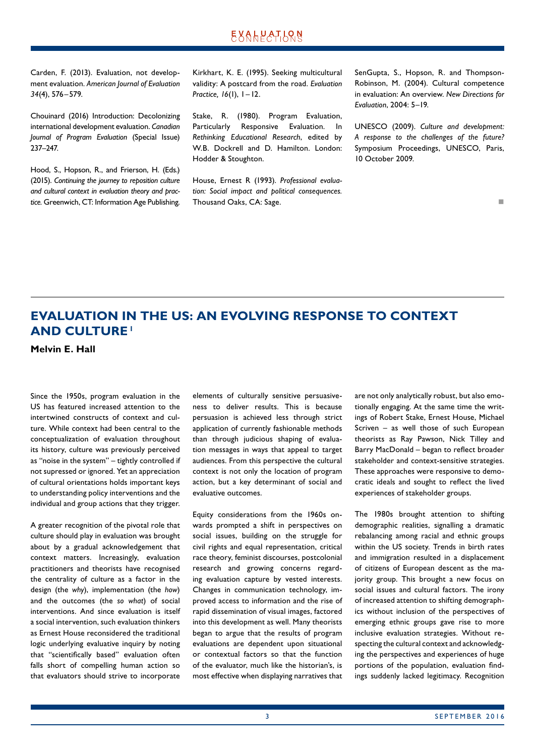Carden, F. (2013). Evaluation, not development evaluation. *American Journal of Evaluation 34*(4), 576–579.

Chouinard (2016) Introduction: Decolonizing international development evaluation. *Canadian Journal of Program Evaluation* (Special Issue) 237–247.

Hood, S., Hopson, R., and Frierson, H. (Eds.) (2015). *Continuing the journey to reposition culture and cultural context in evaluation theory and practice.* Greenwich, CT: Information Age Publishing.

Kirkhart, K. E. (1995). Seeking multicultural validity: A postcard from the road. *Evaluation Practice, 16*(1), 1–12.

Stake, R. (1980). Program Evaluation, Particularly Responsive Evaluation. In *Rethinking Educational Research*, edited by W.B. Dockrell and D. Hamilton. London: Hodder & Stoughton.

House, Ernest R (1993). *Professional evaluation: Social impact and political consequences.* Thousand Oaks, CA: Sage.

SenGupta, S., Hopson, R. and Thompson-Robinson, M. (2004). Cultural competence in evaluation: An overview. *New Directions for Evaluation*, 2004: 5–19.

UNESCO (2009). *Culture and development: A response to the challenges of the future?* Symposium Proceedings, UNESCO, Paris, 10 October 2009.

## EVALUATION IN THE US: AN EVOLVING RESPONSE TO CONTEXT AND CULTURE[1]

**Melvin E. Hall**

Since the 1950s, program evaluation in the US has featured increased attention to the intertwined constructs of context and culture. While context had been central to the conceptualization of evaluation throughout its history, culture was previously perceived as "noise in the system" – tightly controlled if not supressed or ignored. Yet an appreciation of cultural orientations holds important keys to understanding policy interventions and the individual and group actions that they trigger.

A greater recognition of the pivotal role that culture should play in evaluation was brought about by a gradual acknowledgement that context matters. Increasingly, evaluation practitioners and theorists have recognised the centrality of culture as a factor in the design (the *why*), implementation (the *how*) and the outcomes (the *so what*) of social interventions. And since evaluation is itself a social intervention, such evaluation thinkers as Ernest House reconsidered the traditional logic underlying evaluative inquiry by noting that "scientifically based" evaluation often falls short of compelling human action so that evaluators should strive to incorporate elements of culturally sensitive persuasiveness to deliver results. This is because persuasion is achieved less through strict application of currently fashionable methods than through judicious shaping of evaluation messages in ways that appeal to target audiences. From this perspective the cultural context is not only the location of program action, but a key determinant of social and evaluative outcomes.

Equity considerations from the 1960s onwards prompted a shift in perspectives on social issues, building on the struggle for civil rights and equal representation, critical race theory, feminist discourses, postcolonial research and growing concerns regarding evaluation capture by vested interests. Changes in communication technology, improved access to information and the rise of rapid dissemination of visual images, factored into this development as well. Many theorists began to argue that the results of program evaluations are dependent upon situational or contextual factors so that the function of the evaluator, much like the historian's, is most effective when displaying narratives that are not only analytically robust, but also emotionally engaging. At the same time the writings of Robert Stake, Ernest House, Michael Scriven – as well those of such European theorists as Ray Pawson, Nick Tilley and Barry MacDonald – began to reflect broader stakeholder and context-sensitive strategies. These approaches were responsive to democratic ideals and sought to reflect the lived experiences of stakeholder groups.

The 1980s brought attention to shifting demographic realities, signalling a dramatic rebalancing among racial and ethnic groups within the US society. Trends in birth rates and immigration resulted in a displacement of citizens of European descent as the majority group. This brought a new focus on social issues and cultural factors. The irony of increased attention to shifting demographics without inclusion of the perspectives of emerging ethnic groups gave rise to more inclusive evaluation strategies. Without respecting the cultural context and acknowledging the perspectives and experiences of huge portions of the population, evaluation findings suddenly lacked legitimacy. Recognition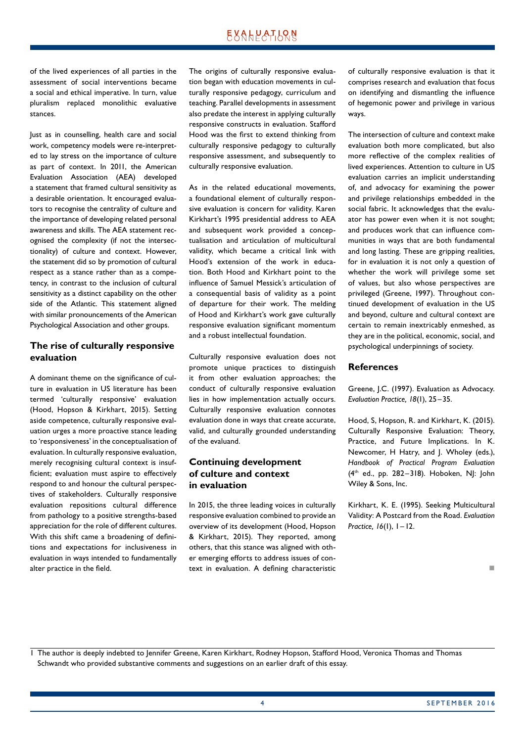of the lived experiences of all parties in the assessment of social interventions became a social and ethical imperative. In turn, value pluralism replaced monolithic evaluative stances.

Just as in counselling, health care and social work, competency models were re-interpreted to lay stress on the importance of culture as part of context. In 2011, the American Evaluation Association (AEA) developed a statement that framed cultural sensitivity as a desirable orientation. It encouraged evaluators to recognise the centrality of culture and the importance of developing related personal awareness and skills. The AEA statement recognised the complexity (if not the intersectionality) of culture and context. However, the statement did so by promotion of cultural respect as a stance rather than as a competency, in contrast to the inclusion of cultural sensitivity as a distinct capability on the other side of the Atlantic. This statement aligned with similar pronouncements of the American Psychological Association and other groups.

## The rise of culturally responsive evaluation

A dominant theme on the significance of culture in evaluation in US literature has been termed 'culturally responsive' evaluation (Hood, Hopson & Kirkhart, 2015). Setting aside competence, culturally responsive evaluation urges a more proactive stance leading to 'responsiveness' in the conceptualisation of evaluation. In culturally responsive evaluation, merely recognising cultural context is insufficient; evaluation must aspire to effectively respond to and honour the cultural perspectives of stakeholders. Culturally responsive evaluation repositions cultural difference from pathology to a positive strengths-based appreciation for the role of different cultures. With this shift came a broadening of definitions and expectations for inclusiveness in evaluation in ways intended to fundamentally alter practice in the field.

The origins of culturally responsive evaluation began with education movements in culturally responsive pedagogy, curriculum and teaching. Parallel developments in assessment also predate the interest in applying culturally responsive constructs in evaluation. Stafford Hood was the first to extend thinking from culturally responsive pedagogy to culturally responsive assessment, and subsequently to culturally responsive evaluation.

As in the related educational movements, a foundational element of culturally responsive evaluation is concern for validity. Karen Kirkhart's 1995 presidential address to AEA and subsequent work provided a conceptualisation and articulation of multicultural validity, which became a critical link with Hood's extension of the work in education. Both Hood and Kirkhart point to the influence of Samuel Messick's articulation of a consequential basis of validity as a point of departure for their work. The melding of Hood and Kirkhart's work gave culturally responsive evaluation significant momentum and a robust intellectual foundation.

Culturally responsive evaluation does not promote unique practices to distinguish it from other evaluation approaches; the conduct of culturally responsive evaluation lies in how implementation actually occurs. Culturally responsive evaluation connotes evaluation done in ways that create accurate, valid, and culturally grounded understanding of the evaluand.

## Continuing development of culture and context in evaluation

In 2015, the three leading voices in culturally responsive evaluation combined to provide an overview of its development (Hood, Hopson & Kirkhart, 2015). They reported, among others, that this stance was aligned with other emerging efforts to address issues of context in evaluation. A defining characteristic of culturally responsive evaluation is that it comprises research and evaluation that focus on identifying and dismantling the influence of hegemonic power and privilege in various ways.

The intersection of culture and context make evaluation both more complicated, but also more reflective of the complex realities of lived experiences. Attention to culture in US evaluation carries an implicit understanding of, and advocacy for examining the power and privilege relationships embedded in the social fabric. It acknowledges that the evaluator has power even when it is not sought; and produces work that can influence communities in ways that are both fundamental and long lasting. These are gripping realities, for in evaluation it is not only a question of whether the work will privilege some set of values, but also whose perspectives are privileged (Greene, 1997). Throughout continued development of evaluation in the US and beyond, culture and cultural context are certain to remain inextricably enmeshed, as they are in the political, economic, social, and psychological underpinnings of society.

## References

Greene, J.C. (1997). Evaluation as Advocacy. *Evaluation Practice, 18*(1), 25–35.

Hood, S., Hopson, R. and Kirkhart, K. (2015). Culturally Responsive Evaluation: Theory, Practice, and Future Implications. In K. Newcomer, H Hatry, and J. Wholey (eds.), *Handbook of Practical Program Evaluation* (4th ed., pp. 282–318). Hoboken, NJ: John Wiley & Sons, Inc.

Kirkhart, K. E. (1995). Seeking Multicultural Validity: A Postcard from the Road. *Evaluation Practice, 16*(1), 1–12.

1 The author is deeply indebted to Jennifer Greene, Karen Kirkhart, Rodney Hopson, Stafford Hood, Veronica Thomas and Thomas Schwandt who provided substantive comments and suggestions on an earlier draft of this essay.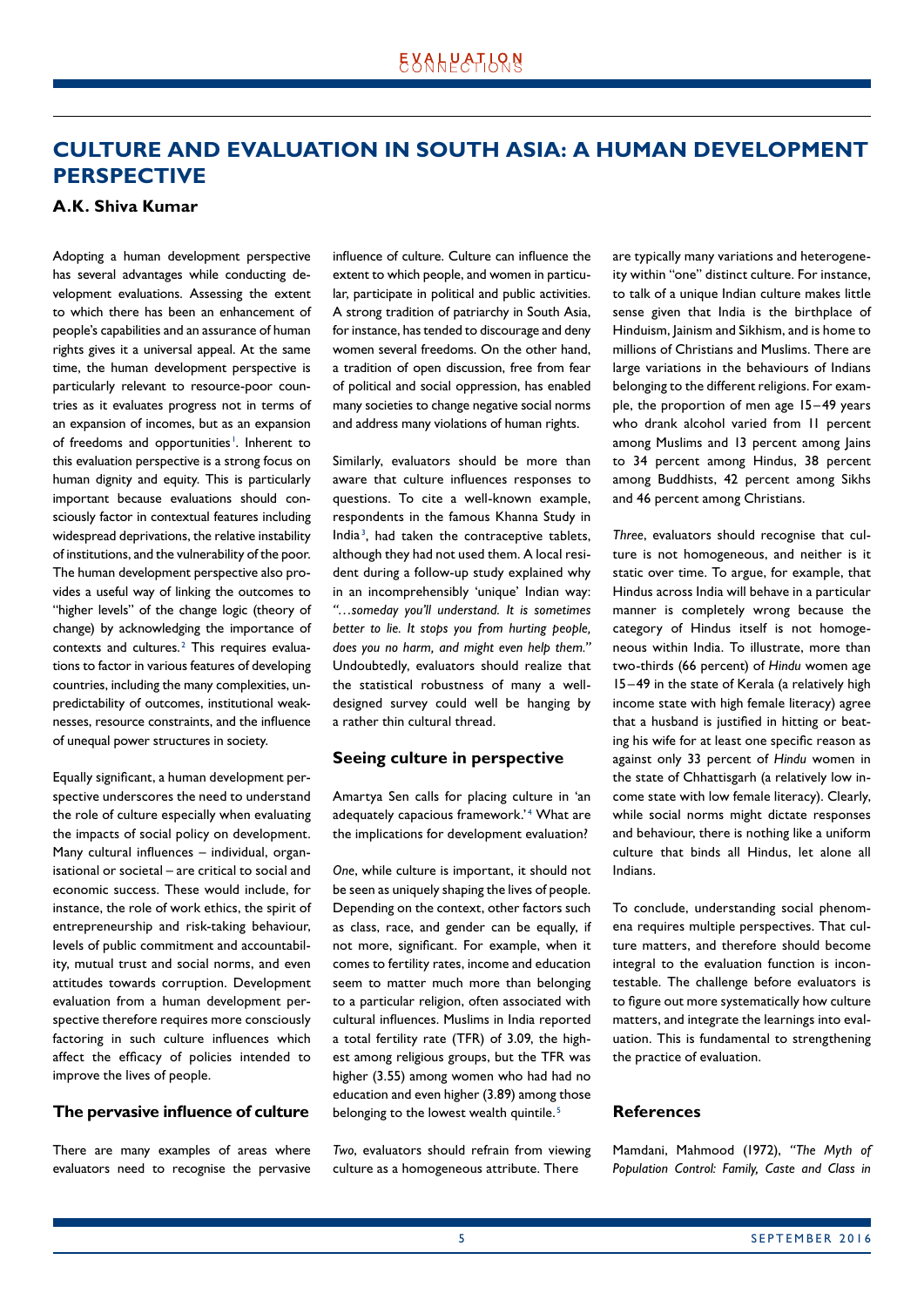# CULTURE AND EVALUATION IN SOUTH ASIA: A HUMAN DEVELOPMENT PERSPECTIVE

**A.K. Shiva Kumar**

Adopting a human development perspective has several advantages while conducting development evaluations. Assessing the extent to which there has been an enhancement of people's capabilities and an assurance of human rights gives it a universal appeal. At the same time, the human development perspective is particularly relevant to resource-poor countries as it evaluates progress not in terms of an expansion of incomes, but as an expansion of freedoms and opportunities[1]. Inherent to this evaluation perspective is a strong focus on human dignity and equity. This is particularly important because evaluations should consciously factor in contextual features including widespread deprivations, the relative instability of institutions, and the vulnerability of the poor. The human development perspective also provides a useful way of linking the outcomes to "higher levels" of the change logic (theory of change) by acknowledging the importance of contexts and cultures.[2] This requires evaluations to factor in various features of developing countries, including the many complexities, unpredictability of outcomes, institutional weaknesses, resource constraints, and the influence of unequal power structures in society.

Equally significant, a human development perspective underscores the need to understand the role of culture especially when evaluating the impacts of social policy on development. Many cultural influences – individual, organisational or societal – are critical to social and economic success. These would include, for instance, the role of work ethics, the spirit of entrepreneurship and risk-taking behaviour, levels of public commitment and accountability, mutual trust and social norms, and even attitudes towards corruption. Development evaluation from a human development perspective therefore requires more consciously factoring in such culture influences which affect the efficacy of policies intended to improve the lives of people.

## The pervasive influence of culture

There are many examples of areas where evaluators need to recognise the pervasive influence of culture. Culture can influence the extent to which people, and women in particular, participate in political and public activities. A strong tradition of patriarchy in South Asia, for instance, has tended to discourage and deny women several freedoms. On the other hand, a tradition of open discussion, free from fear of political and social oppression, has enabled many societies to change negative social norms and address many violations of human rights.

Similarly, evaluators should be more than aware that culture influences responses to questions. To cite a well-known example, respondents in the famous Khanna Study in India[3], had taken the contraceptive tablets, although they had not used them. A local resident during a follow-up study explained why in an incomprehensibly 'unique' Indian way: *"…someday you'll understand. It is sometimes better to lie. It stops you from hurting people, does you no harm, and might even help them."* Undoubtedly, evaluators should realize that the statistical robustness of many a well-designed survey could well be hanging by a rather thin cultural thread.

## Seeing culture in perspective

Amartya Sen calls for placing culture in 'an adequately capacious framework.'[4] What are the implications for development evaluation?

*One*, while culture is important, it should not be seen as uniquely shaping the lives of people. Depending on the context, other factors such as class, race, and gender can be equally, if not more, significant. For example, when it comes to fertility rates, income and education seem to matter much more than belonging to a particular religion, often associated with cultural influences. Muslims in India reported a total fertility rate (TFR) of 3.09, the highest among religious groups, but the TFR was higher (3.55) among women who had had no education and even higher (3.89) among those belonging to the lowest wealth quintile.[5]

*Two*, evaluators should refrain from viewing culture as a homogeneous attribute. There are typically many variations and heterogeneity within "one" distinct culture. For instance, to talk of a unique Indian culture makes little sense given that India is the birthplace of Hinduism, Jainism and Sikhism, and is home to millions of Christians and Muslims. There are large variations in the behaviours of Indians belonging to the different religions. For example, the proportion of men age 15–49 years who drank alcohol varied from 11 percent among Muslims and 13 percent among Jains to 34 percent among Hindus, 38 percent among Buddhists, 42 percent among Sikhs and 46 percent among Christians.

*Three*, evaluators should recognise that culture is not homogeneous, and neither is it static over time. To argue, for example, that Hindus across India will behave in a particular manner is completely wrong because the category of Hindus itself is not homogeneous within India. To illustrate, more than two-thirds (66 percent) of *Hindu* women age 15–49 in the state of Kerala (a relatively high income state with high female literacy) agree that a husband is justified in hitting or beating his wife for at least one specific reason as against only 33 percent of *Hindu* women in the state of Chhattisgarh (a relatively low income state with low female literacy). Clearly, while social norms might dictate responses and behaviour, there is nothing like a uniform culture that binds all Hindus, let alone all Indians.

To conclude, understanding social phenomena requires multiple perspectives. That culture matters, and therefore should become integral to the evaluation function is incontestable. The challenge before evaluators is to figure out more systematically how culture matters, and integrate the learnings into evaluation. This is fundamental to strengthening the practice of evaluation.

## References

Mamdani, Mahmood (1972), *"The Myth of Population Control: Family, Caste and Class in*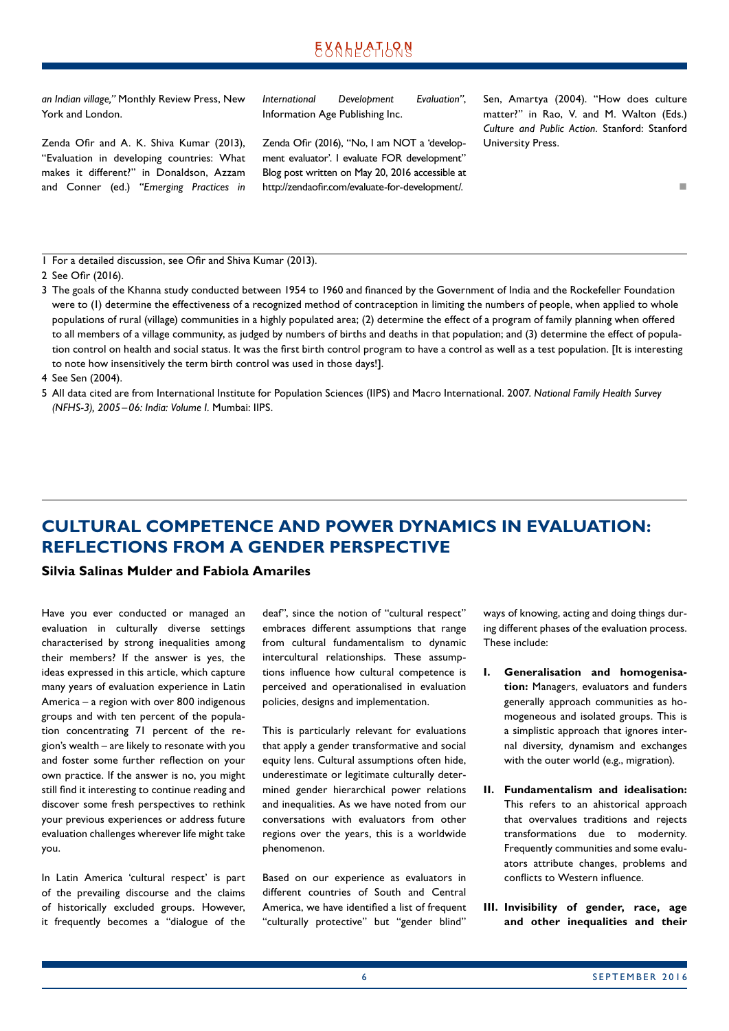*an Indian village,"* Monthly Review Press, New York and London.

Zenda Ofir and A. K. Shiva Kumar (2013), "Evaluation in developing countries: What makes it different?" in Donaldson, Azzam and Conner (ed.) *"Emerging Practices in International Development Evaluation"*, Information Age Publishing Inc.

Zenda Ofir (2016), "No, I am NOT a 'development evaluator'. I evaluate FOR development" Blog post written on May 20, 2016 accessible at http://zendaofir.com/evaluate-for-development/.

Sen, Amartya (2004). "How does culture matter?" in Rao, V. and M. Walton (Eds.) *Culture and Public Action.* Stanford: Stanford University Press.

1 For a detailed discussion, see Ofir and Shiva Kumar (2013).

2 See Ofir (2016).

3 The goals of the Khanna study conducted between 1954 to 1960 and financed by the Government of India and the Rockefeller Foundation were to (1) determine the effectiveness of a recognized method of contraception in limiting the numbers of people, when applied to whole populations of rural (village) communities in a highly populated area; (2) determine the effect of a program of family planning when offered to all members of a village community, as judged by numbers of births and deaths in that population; and (3) determine the effect of population control on health and social status. It was the first birth control program to have a control as well as a test population. [It is interesting to note how insensitively the term birth control was used in those days!].

4 See Sen (2004).

5 All data cited are from International Institute for Population Sciences (IIPS) and Macro International. 2007. *National Family Health Survey (NFHS-3), 2005–06: India: Volume I.* Mumbai: IIPS.

## CULTURAL COMPETENCE AND POWER DYNAMICS IN EVALUATION: REFLECTIONS FROM A GENDER PERSPECTIVE

**Silvia Salinas Mulder and Fabiola Amariles**

Have you ever conducted or managed an evaluation in culturally diverse settings characterised by strong inequalities among their members? If the answer is yes, the ideas expressed in this article, which capture many years of evaluation experience in Latin America – a region with over 800 indigenous groups and with ten percent of the population concentrating 71 percent of the region's wealth – are likely to resonate with you and foster some further reflection on your own practice. If the answer is no, you might still find it interesting to continue reading and discover some fresh perspectives to rethink your previous experiences or address future evaluation challenges wherever life might take you.

In Latin America 'cultural respect' is part of the prevailing discourse and the claims of historically excluded groups. However, it frequently becomes a "dialogue of the deaf", since the notion of "cultural respect" embraces different assumptions that range from cultural fundamentalism to dynamic intercultural relationships. These assumptions influence how cultural competence is perceived and operationalised in evaluation policies, designs and implementation.

This is particularly relevant for evaluations that apply a gender transformative and social equity lens. Cultural assumptions often hide, underestimate or legitimate culturally determined gender hierarchical power relations and inequalities. As we have noted from our conversations with evaluators from other regions over the years, this is a worldwide phenomenon.

Based on our experience as evaluators in different countries of South and Central America, we have identified a list of frequent "culturally protective" but "gender blind" ways of knowing, acting and doing things during different phases of the evaluation process. These include:

I. **Generalisation and homogenisation:** Managers, evaluators and funders generally approach communities as homogeneous and isolated groups. This is a simplistic approach that ignores internal diversity, dynamism and exchanges with the outer world (e.g., migration).

II. **Fundamentalism and idealisation:** This refers to an ahistorical approach that overvalues traditions and rejects transformations due to modernity. Frequently communities and some evaluators attribute changes, problems and conflicts to Western influence.

III. **Invisibility of gender, race, age and other inequalities and their**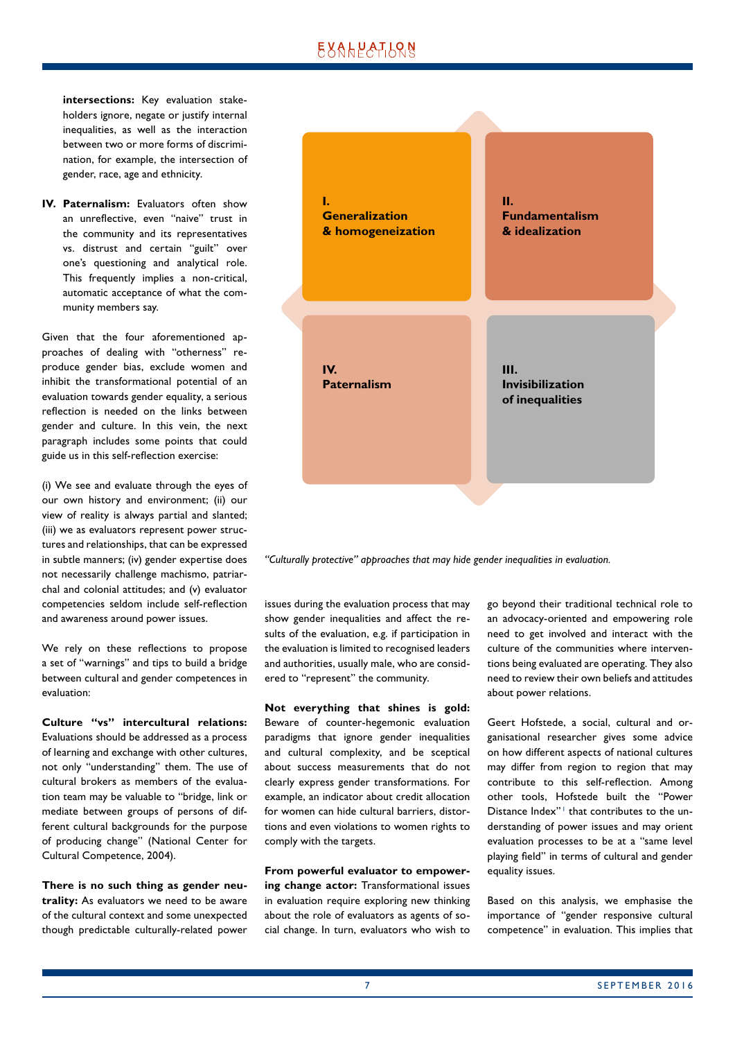**intersections:** Key evaluation stakeholders ignore, negate or justify internal inequalities, as well as the interaction between two or more forms of discrimination, for example, the intersection of gender, race, age and ethnicity.

**IV. Paternalism:** Evaluators often show an unreflective, even "naive" trust in the community and its representatives vs. distrust and certain "guilt" over one's questioning and analytical role. This frequently implies a non-critical, automatic acceptance of what the community members say.

Given that the four aforementioned approaches of dealing with "otherness" reproduce gender bias, exclude women and inhibit the transformational potential of an evaluation towards gender equality, a serious reflection is needed on the links between gender and culture. In this vein, the next paragraph includes some points that could guide us in this self-reflection exercise:

(i) We see and evaluate through the eyes of our own history and environment; (ii) our view of reality is always partial and slanted; (iii) we as evaluators represent power structures and relationships, that can be expressed in subtle manners; (iv) gender expertise does not necessarily challenge machismo, patriarchal and colonial attitudes; and (v) evaluator competencies seldom include self-reflection and awareness around power issues.

We rely on these reflections to propose a set of "warnings" and tips to build a bridge between cultural and gender competences in evaluation:

**Culture "vs" intercultural relations:** Evaluations should be addressed as a process of learning and exchange with other cultures, not only "understanding" them. The use of cultural brokers as members of the evaluation team may be valuable to "bridge, link or mediate between groups of persons of different cultural backgrounds for the purpose of producing change" (National Center for Cultural Competence, 2004).

**There is no such thing as gender neutrality:** As evaluators we need to be aware of the cultural context and some unexpected though predictable culturally-related power issues during the evaluation process that may show gender inequalities and affect the results of the evaluation, e.g. if participation in the evaluation is limited to recognised leaders and authorities, usually male, who are considered to "represent" the community.

**Not everything that shines is gold:** Beware of counter-hegemonic evaluation paradigms that ignore gender inequalities and cultural complexity, and be sceptical about success measurements that do not clearly express gender transformations. For example, an indicator about credit allocation for women can hide cultural barriers, distortions and even violations to women rights to comply with the targets.

**From powerful evaluator to empowering change actor:** Transformational issues in evaluation require exploring new thinking about the role of evaluators as agents of social change. In turn, evaluators who wish to go beyond their traditional technical role to an advocacy-oriented and empowering role need to get involved and interact with the culture of the communities where interventions being evaluated are operating. They also need to review their own beliefs and attitudes about power relations.

Geert Hofstede, a social, cultural and organisational researcher gives some advice on how different aspects of national cultures may differ from region to region that may contribute to this self-reflection. Among other tools, Hofstede built the "Power Distance Index"[1] that contributes to the understanding of power issues and may orient evaluation processes to be at a "same level playing field" in terms of cultural and gender equality issues.

Based on this analysis, we emphasise the importance of "gender responsive cultural competence" in evaluation. This implies that

| **I. Generalization & homogeneization** | **II. Fundamentalism & idealization** |
|---|---|
| **IV. Paternalism** | **III. Invisibilization of inequalities** |

*"Culturally protective" approaches that may hide gender inequalities in evaluation.*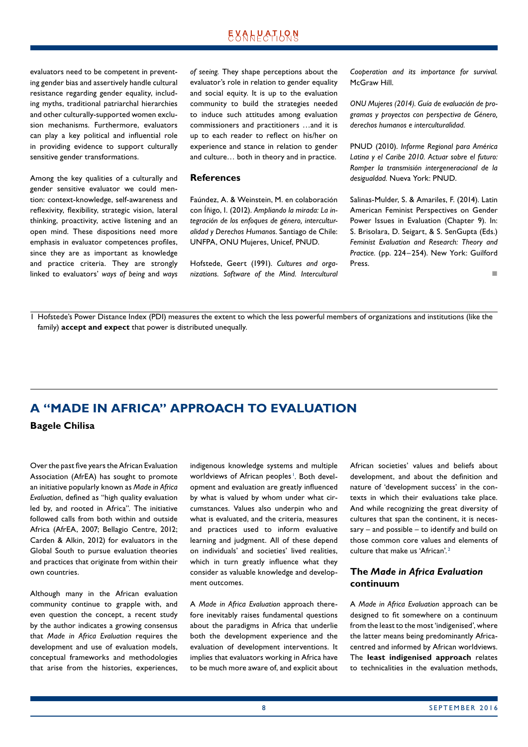evaluators need to be competent in preventing gender bias and assertively handle cultural resistance regarding gender equality, including myths, traditional patriarchal hierarchies and other culturally-supported women exclusion mechanisms. Furthermore, evaluators can play a key political and influential role in providing evidence to support culturally sensitive gender transformations.

Among the key qualities of a culturally and gender sensitive evaluator we could mention: context-knowledge, self-awareness and reflexivity, flexibility, strategic vision, lateral thinking, proactivity, active listening and an open mind. These dispositions need more emphasis in evaluator competences profiles, since they are as important as knowledge and practice criteria. They are strongly linked to evaluators' *ways of being* and *ways of seeing.* They shape perceptions about the evaluator's role in relation to gender equality and social equity. It is up to the evaluation community to build the strategies needed to induce such attitudes among evaluation commissioners and practitioners …and it is up to each reader to reflect on his/her on experience and stance in relation to gender and culture… both in theory and in practice.

### References

Faúndez, A. & Weinstein, M. en colaboración con Íñigo, I. (2012). *Ampliando la mirada: La integración de los enfoques de género, interculturalidad y Derechos Humanos.* Santiago de Chile: UNFPA, ONU Mujeres, Unicef, PNUD.

Hofstede, Geert (1991). *Cultures and organizations. Software of the Mind. Intercultural Cooperation and its importance for survival.* McGraw Hill.

*ONU Mujeres (2014). Guía de evaluación de programas y proyectos con perspectiva de Género, derechos humanos e interculturalidad.*

PNUD (2010). *Informe Regional para América Latina y el Caribe 2010. Actuar sobre el futuro: Romper la transmisión intergeneracional de la desigualdad.* Nueva York: PNUD.

Salinas-Mulder, S. & Amariles, F. (2014). Latin American Feminist Perspectives on Gender Power Issues in Evaluation (Chapter 9). In: S. Brisolara, D. Seigart, & S. SenGupta (Eds.) *Feminist Evaluation and Research: Theory and Practice.* (pp. 224–254). New York: Guilford Press.

1 Hofstede's Power Distance Index (PDI) measures the extent to which the less powerful members of organizations and institutions (like the family) **accept and expect** that power is distributed unequally.

## A "MADE IN AFRICA" APPROACH TO EVALUATION

**Bagele Chilisa**

Over the past five years the African Evaluation Association (AfrEA) has sought to promote an initiative popularly known as *Made in Africa Evaluation*, defined as "high quality evaluation led by, and rooted in Africa". The initiative followed calls from both within and outside Africa (AfrEA, 2007; Bellagio Centre, 2012; Carden & Alkin, 2012) for evaluators in the Global South to pursue evaluation theories and practices that originate from within their own countries.

Although many in the African evaluation community continue to grapple with, and even question the concept, a recent study by the author indicates a growing consensus that *Made in Africa Evaluation* requires the development and use of evaluation models, conceptual frameworks and methodologies that arise from the histories, experiences, indigenous knowledge systems and multiple worldviews of African peoples[1]. Both development and evaluation are greatly influenced by what is valued by whom under what circumstances. Values also underpin who and what is evaluated, and the criteria, measures and practices used to inform evaluative learning and judgment. All of these depend on individuals' and societies' lived realities, which in turn greatly influence what they consider as valuable knowledge and development outcomes.

A *Made in Africa Evaluation* approach therefore inevitably raises fundamental questions about the paradigms in Africa that underlie both the development experience and the evaluation of development interventions. It implies that evaluators working in Africa have to be much more aware of, and explicit about African societies' values and beliefs about development, and about the definition and nature of 'development success' in the contexts in which their evaluations take place. And while recognizing the great diversity of cultures that span the continent, it is necessary – and possible – to identify and build on those common core values and elements of culture that make us 'African'.[2]

### The *Made in Africa Evaluation* continuum

A *Made in Africa Evaluation* approach can be designed to fit somewhere on a continuum from the least to the most 'indigenised', where the latter means being predominantly Africa-centred and informed by African worldviews. The **least indigenised approach** relates to technicalities in the evaluation methods,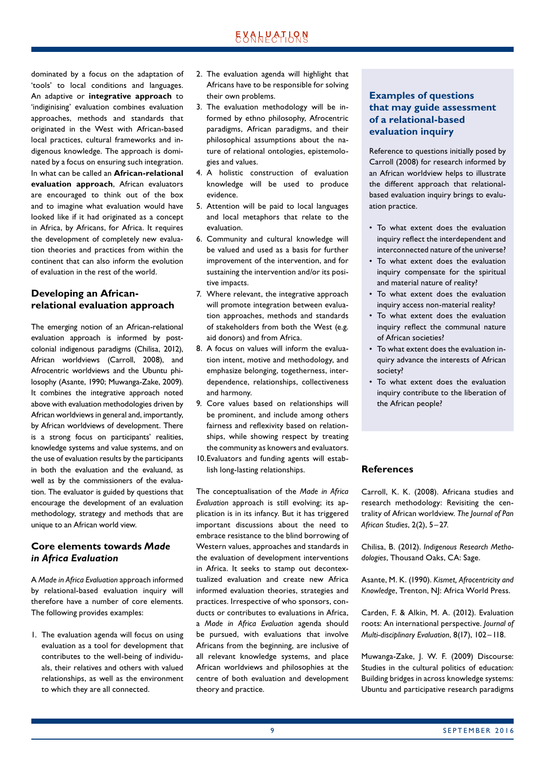dominated by a focus on the adaptation of 'tools' to local conditions and languages. An adaptive or **integrative approach** to 'indiginising' evaluation combines evaluation approaches, methods and standards that originated in the West with African-based local practices, cultural frameworks and indigenous knowledge. The approach is dominated by a focus on ensuring such integration. In what can be called an **African-relational evaluation approach**, African evaluators are encouraged to think out of the box and to imagine what evaluation would have looked like if it had originated as a concept in Africa, by Africans, for Africa. It requires the development of completely new evaluation theories and practices from within the continent that can also inform the evolution of evaluation in the rest of the world.

## Developing an African-relational evaluation approach

The emerging notion of an African-relational evaluation approach is informed by post-colonial indigenous paradigms (Chilisa, 2012), African worldviews (Carroll, 2008), and Afrocentric worldviews and the Ubuntu philosophy (Asante, 1990; Muwanga-Zake, 2009). It combines the integrative approach noted above with evaluation methodologies driven by African worldviews in general and, importantly, by African worldviews of development. There is a strong focus on participants' realities, knowledge systems and value systems, and on the use of evaluation results by the participants in both the evaluation and the evaluand, as well as by the commissioners of the evaluation. The evaluator is guided by questions that encourage the development of an evaluation methodology, strategy and methods that are unique to an African world view.

## Core elements towards *Made in Africa Evaluation*

A *Made in Africa Evaluation* approach informed by relational-based evaluation inquiry will therefore have a number of core elements. The following provides examples:

1. The evaluation agenda will focus on using evaluation as a tool for development that contributes to the well-being of individuals, their relatives and others with valued relationships, as well as the environment to which they are all connected.
2. The evaluation agenda will highlight that Africans have to be responsible for solving their own problems.
3. The evaluation methodology will be informed by ethno philosophy, Afrocentric paradigms, African paradigms, and their philosophical assumptions about the nature of relational ontologies, epistemologies and values.
4. A holistic construction of evaluation knowledge will be used to produce evidence.
5. Attention will be paid to local languages and local metaphors that relate to the evaluation.
6. Community and cultural knowledge will be valued and used as a basis for further improvement of the intervention, and for sustaining the intervention and/or its positive impacts.
7. Where relevant, the integrative approach will promote integration between evaluation approaches, methods and standards of stakeholders from both the West (e.g. aid donors) and from Africa.
8. A focus on values will inform the evaluation intent, motive and methodology, and emphasize belonging, togetherness, interdependence, relationships, collectiveness and harmony.
9. Core values based on relationships will be prominent, and include among others fairness and reflexivity based on relationships, while showing respect by treating the community as knowers and evaluators.
10. Evaluators and funding agents will establish long-lasting relationships.

The conceptualisation of the *Made in Africa Evaluation* approach is still evolving; its application is in its infancy. But it has triggered important discussions about the need to embrace resistance to the blind borrowing of Western values, approaches and standards in the evaluation of development interventions in Africa. It seeks to stamp out decontextualized evaluation and create new Africa informed evaluation theories, strategies and practices. Irrespective of who sponsors, conducts or contributes to evaluations in Africa, a *Made in Africa Evaluation* agenda should be pursued, with evaluations that involve Africans from the beginning, are inclusive of all relevant knowledge systems, and place African worldviews and philosophies at the centre of both evaluation and development theory and practice.

### Examples of questions that may guide assessment of a relational-based evaluation inquiry

Reference to questions initially posed by Carroll (2008) for research informed by an African worldview helps to illustrate the different approach that relational-based evaluation inquiry brings to evaluation practice.

- To what extent does the evaluation inquiry reflect the interdependent and interconnected nature of the universe?
- To what extent does the evaluation inquiry compensate for the spiritual and material nature of reality?
- To what extent does the evaluation inquiry access non-material reality?
- To what extent does the evaluation inquiry reflect the communal nature of African societies?
- To what extent does the evaluation inquiry advance the interests of African society?
- To what extent does the evaluation inquiry contribute to the liberation of the African people?

## References

Carroll, K. K. (2008). Africana studies and research methodology: Revisiting the centrality of African worldview. *The Journal of Pan African Studies*, 2(2), 5–27.

Chilisa, B. (2012). *Indigenous Research Methodologies*, Thousand Oaks, CA: Sage.

Asante, M. K. (1990). *Kismet, Afrocentricity and Knowledge*, Trenton, NJ: Africa World Press.

Carden, F. & Alkin, M. A. (2012). Evaluation roots: An international perspective. *Journal of Multi-disciplinary Evaluation*, 8(17), 102–118.

Muwanga-Zake, J. W. F. (2009) Discourse: Studies in the cultural politics of education: Building bridges in across knowledge systems: Ubuntu and participative research paradigms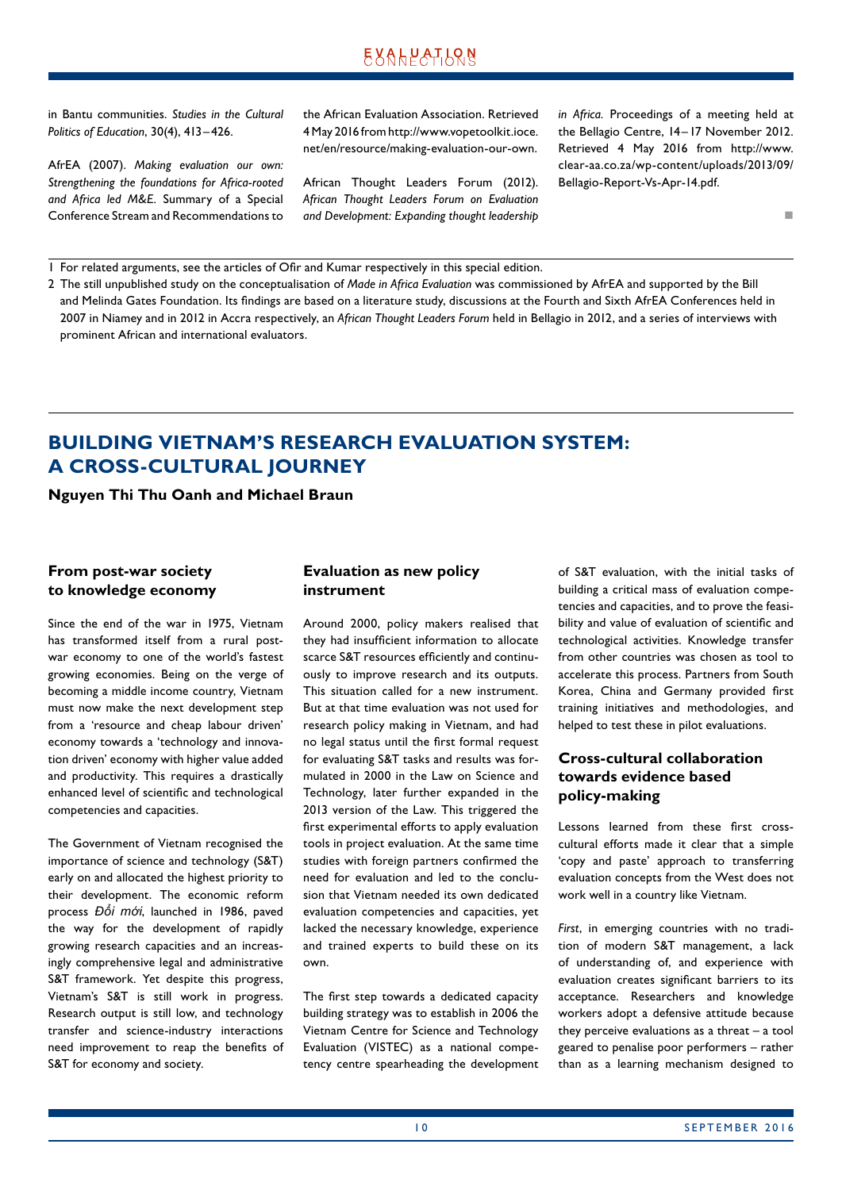in Bantu communities. *Studies in the Cultural Politics of Education*, 30(4), 413–426.

AfrEA (2007). *Making evaluation our own: Strengthening the foundations for Africa-rooted and Africa led M&E.* Summary of a Special Conference Stream and Recommendations to the African Evaluation Association. Retrieved 4 May 2016 from http://www.vopetoolkit.ioce.net/en/resource/making-evaluation-our-own.

African Thought Leaders Forum (2012). *African Thought Leaders Forum on Evaluation and Development: Expanding thought leadership in Africa.* Proceedings of a meeting held at the Bellagio Centre, 14–17 November 2012. Retrieved 4 May 2016 from http://www.clear-aa.co.za/wp-content/uploads/2013/09/Bellagio-Report-Vs-Apr-14.pdf.

■

1 For related arguments, see the articles of Ofir and Kumar respectively in this special edition.

2 The still unpublished study on the conceptualisation of *Made in Africa Evaluation* was commissioned by AfrEA and supported by the Bill and Melinda Gates Foundation. Its findings are based on a literature study, discussions at the Fourth and Sixth AfrEA Conferences held in 2007 in Niamey and in 2012 in Accra respectively, an *African Thought Leaders Forum* held in Bellagio in 2012, and a series of interviews with prominent African and international evaluators.

# BUILDING VIETNAM'S RESEARCH EVALUATION SYSTEM: A CROSS-CULTURAL JOURNEY

**Nguyen Thi Thu Oanh and Michael Braun**

## From post-war society to knowledge economy

Since the end of the war in 1975, Vietnam has transformed itself from a rural post-war economy to one of the world's fastest growing economies. Being on the verge of becoming a middle income country, Vietnam must now make the next development step from a 'resource and cheap labour driven' economy towards a 'technology and innovation driven' economy with higher value added and productivity. This requires a drastically enhanced level of scientific and technological competencies and capacities.

The Government of Vietnam recognised the importance of science and technology (S&T) early on and allocated the highest priority to their development. The economic reform process *Đổi mới*, launched in 1986, paved the way for the development of rapidly growing research capacities and an increasingly comprehensive legal and administrative S&T framework. Yet despite this progress, Vietnam's S&T is still work in progress. Research output is still low, and technology transfer and science-industry interactions need improvement to reap the benefits of S&T for economy and society.

## Evaluation as new policy instrument

Around 2000, policy makers realised that they had insufficient information to allocate scarce S&T resources efficiently and continuously to improve research and its outputs. This situation called for a new instrument. But at that time evaluation was not used for research policy making in Vietnam, and had no legal status until the first formal request for evaluating S&T tasks and results was formulated in 2000 in the Law on Science and Technology, later further expanded in the 2013 version of the Law. This triggered the first experimental efforts to apply evaluation tools in project evaluation. At the same time studies with foreign partners confirmed the need for evaluation and led to the conclusion that Vietnam needed its own dedicated evaluation competencies and capacities, yet lacked the necessary knowledge, experience and trained experts to build these on its own.

The first step towards a dedicated capacity building strategy was to establish in 2006 the Vietnam Centre for Science and Technology Evaluation (VISTEC) as a national competency centre spearheading the development of S&T evaluation, with the initial tasks of building a critical mass of evaluation competencies and capacities, and to prove the feasibility and value of evaluation of scientific and technological activities. Knowledge transfer from other countries was chosen as tool to accelerate this process. Partners from South Korea, China and Germany provided first training initiatives and methodologies, and helped to test these in pilot evaluations.

## Cross-cultural collaboration towards evidence based policy-making

Lessons learned from these first cross-cultural efforts made it clear that a simple 'copy and paste' approach to transferring evaluation concepts from the West does not work well in a country like Vietnam.

*First*, in emerging countries with no tradition of modern S&T management, a lack of understanding of, and experience with evaluation creates significant barriers to its acceptance. Researchers and knowledge workers adopt a defensive attitude because they perceive evaluations as a threat – a tool geared to penalise poor performers – rather than as a learning mechanism designed to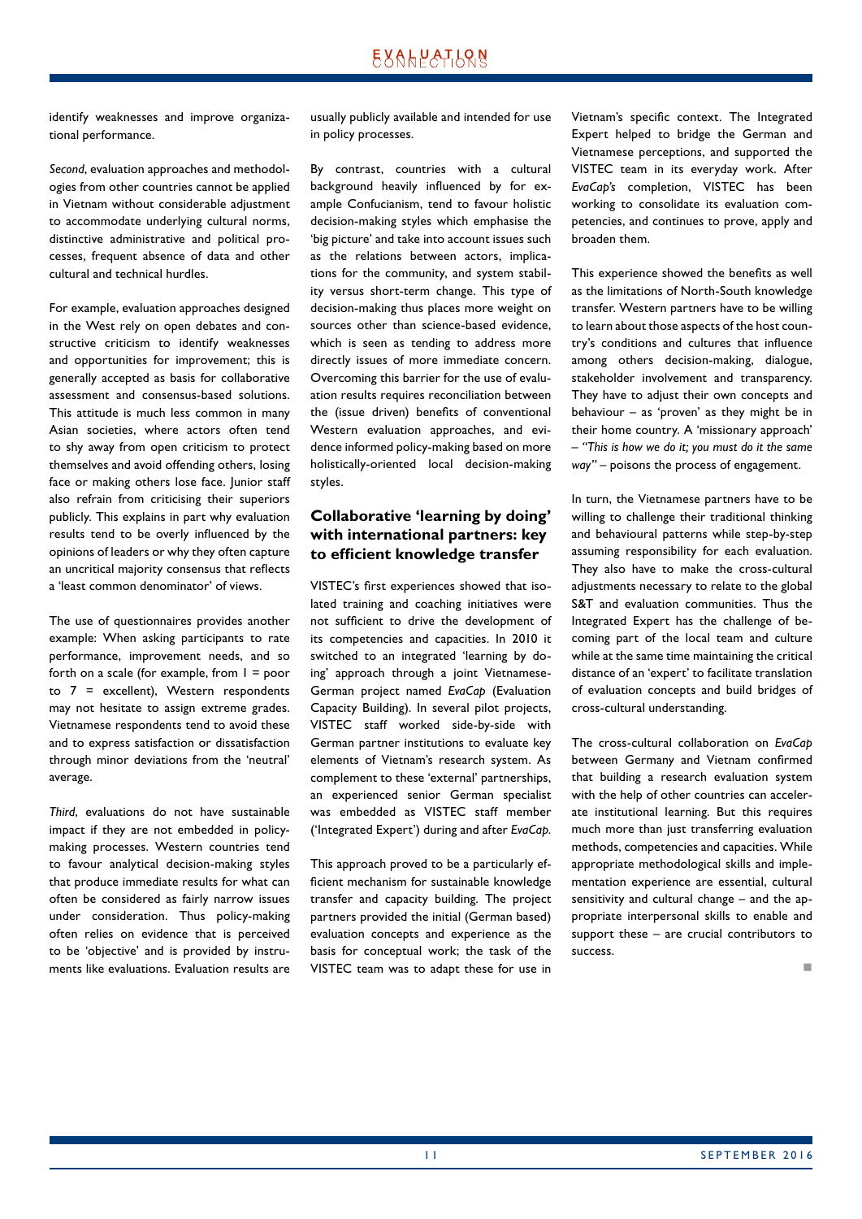identify weaknesses and improve organizational performance.

*Second*, evaluation approaches and methodologies from other countries cannot be applied in Vietnam without considerable adjustment to accommodate underlying cultural norms, distinctive administrative and political processes, frequent absence of data and other cultural and technical hurdles.

For example, evaluation approaches designed in the West rely on open debates and constructive criticism to identify weaknesses and opportunities for improvement; this is generally accepted as basis for collaborative assessment and consensus-based solutions. This attitude is much less common in many Asian societies, where actors often tend to shy away from open criticism to protect themselves and avoid offending others, losing face or making others lose face. Junior staff also refrain from criticising their superiors publicly. This explains in part why evaluation results tend to be overly influenced by the opinions of leaders or why they often capture an uncritical majority consensus that reflects a 'least common denominator' of views.

The use of questionnaires provides another example: When asking participants to rate performance, improvement needs, and so forth on a scale (for example, from 1 = poor to 7 = excellent), Western respondents may not hesitate to assign extreme grades. Vietnamese respondents tend to avoid these and to express satisfaction or dissatisfaction through minor deviations from the 'neutral' average.

*Third*, evaluations do not have sustainable impact if they are not embedded in policy-making processes. Western countries tend to favour analytical decision-making styles that produce immediate results for what can often be considered as fairly narrow issues under consideration. Thus policy-making often relies on evidence that is perceived to be 'objective' and is provided by instruments like evaluations. Evaluation results are usually publicly available and intended for use in policy processes.

By contrast, countries with a cultural background heavily influenced by for example Confucianism, tend to favour holistic decision-making styles which emphasise the 'big picture' and take into account issues such as the relations between actors, implications for the community, and system stability versus short-term change. This type of decision-making thus places more weight on sources other than science-based evidence, which is seen as tending to address more directly issues of more immediate concern. Overcoming this barrier for the use of evaluation results requires reconciliation between the (issue driven) benefits of conventional Western evaluation approaches, and evidence informed policy-making based on more holistically-oriented local decision-making styles.

## Collaborative 'learning by doing' with international partners: key to efficient knowledge transfer

VISTEC's first experiences showed that isolated training and coaching initiatives were not sufficient to drive the development of its competencies and capacities. In 2010 it switched to an integrated 'learning by doing' approach through a joint Vietnamese-German project named *EvaCap* (Evaluation Capacity Building). In several pilot projects, VISTEC staff worked side-by-side with German partner institutions to evaluate key elements of Vietnam's research system. As complement to these 'external' partnerships, an experienced senior German specialist was embedded as VISTEC staff member ('Integrated Expert') during and after *EvaCap*.

This approach proved to be a particularly efficient mechanism for sustainable knowledge transfer and capacity building. The project partners provided the initial (German based) evaluation concepts and experience as the basis for conceptual work; the task of the VISTEC team was to adapt these for use in Vietnam's specific context. The Integrated Expert helped to bridge the German and Vietnamese perceptions, and supported the VISTEC team in its everyday work. After *EvaCap's* completion, VISTEC has been working to consolidate its evaluation competencies, and continues to prove, apply and broaden them.

This experience showed the benefits as well as the limitations of North-South knowledge transfer. Western partners have to be willing to learn about those aspects of the host country's conditions and cultures that influence among others decision-making, dialogue, stakeholder involvement and transparency. They have to adjust their own concepts and behaviour – as 'proven' as they might be in their home country. A 'missionary approach' – *"This is how we do it; you must do it the same way"* – poisons the process of engagement.

In turn, the Vietnamese partners have to be willing to challenge their traditional thinking and behavioural patterns while step-by-step assuming responsibility for each evaluation. They also have to make the cross-cultural adjustments necessary to relate to the global S&T and evaluation communities. Thus the Integrated Expert has the challenge of becoming part of the local team and culture while at the same time maintaining the critical distance of an 'expert' to facilitate translation of evaluation concepts and build bridges of cross-cultural understanding.

The cross-cultural collaboration on *EvaCap* between Germany and Vietnam confirmed that building a research evaluation system with the help of other countries can accelerate institutional learning. But this requires much more than just transferring evaluation methods, competencies and capacities. While appropriate methodological skills and implementation experience are essential, cultural sensitivity and cultural change – and the appropriate interpersonal skills to enable and support these – are crucial contributors to success.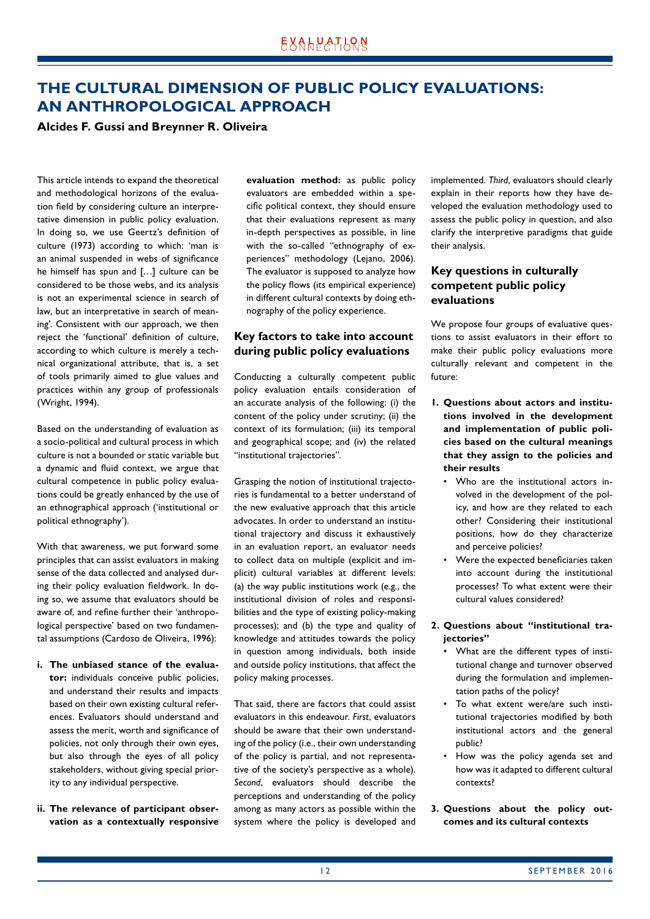# THE CULTURAL DIMENSION OF PUBLIC POLICY EVALUATIONS: AN ANTHROPOLOGICAL APPROACH

**Alcides F. Gussi and Breynner R. Oliveira**

This article intends to expand the theoretical and methodological horizons of the evaluation field by considering culture an interpretative dimension in public policy evaluation. In doing so, we use Geertz's definition of culture (1973) according to which: 'man is an animal suspended in webs of significance he himself has spun and […] culture can be considered to be those webs, and its analysis is not an experimental science in search of law, but an interpretative in search of meaning'. Consistent with our approach, we then reject the 'functional' definition of culture, according to which culture is merely a technical organizational attribute, that is, a set of tools primarily aimed to glue values and practices within any group of professionals (Wright, 1994).

Based on the understanding of evaluation as a socio-political and cultural process in which culture is not a bounded or static variable but a dynamic and fluid context, we argue that cultural competence in public policy evaluations could be greatly enhanced by the use of an ethnographical approach ('institutional or political ethnography').

With that awareness, we put forward some principles that can assist evaluators in making sense of the data collected and analysed during their policy evaluation fieldwork. In doing so, we assume that evaluators should be aware of, and refine further their 'anthropological perspective' based on two fundamental assumptions (Cardoso de Oliveira, 1996):

i. **The unbiased stance of the evaluator:** individuals conceive public policies, and understand their results and impacts based on their own existing cultural references. Evaluators should understand and assess the merit, worth and significance of policies, not only through their own eyes, but also through the eyes of all policy stakeholders, without giving special priority to any individual perspective.

ii. **The relevance of participant observation as a contextually responsive evaluation method:** as public policy evaluators are embedded within a specific political context, they should ensure that their evaluations represent as many in-depth perspectives as possible, in line with the so-called "ethnography of experiences" methodology (Lejano, 2006). The evaluator is supposed to analyze how the policy flows (its empirical experience) in different cultural contexts by doing ethnography of the policy experience.

## Key factors to take into account during public policy evaluations

Conducting a culturally competent public policy evaluation entails consideration of an accurate analysis of the following: (i) the content of the policy under scrutiny; (ii) the context of its formulation; (iii) its temporal and geographical scope; and (iv) the related "institutional trajectories".

Grasping the notion of institutional trajectories is fundamental to a better understand of the new evaluative approach that this article advocates. In order to understand an institutional trajectory and discuss it exhaustively in an evaluation report, an evaluator needs to collect data on multiple (explicit and implicit) cultural variables at different levels: (a) the way public institutions work (e.g., the institutional division of roles and responsibilities and the type of existing policy-making processes); and (b) the type and quality of knowledge and attitudes towards the policy in question among individuals, both inside and outside policy institutions, that affect the policy making processes.

That said, there are factors that could assist evaluators in this endeavour. *First*, evaluators should be aware that their own understanding of the policy (i.e., their own understanding of the policy is partial, and not representative of the society's perspective as a whole). *Second*, evaluators should describe the perceptions and understanding of the policy among as many actors as possible within the system where the policy is developed and implemented. *Third*, evaluators should clearly explain in their reports how they have developed the evaluation methodology used to assess the public policy in question, and also clarify the interpretive paradigms that guide their analysis.

## Key questions in culturally competent public policy evaluations

We propose four groups of evaluative questions to assist evaluators in their effort to make their public policy evaluations more culturally relevant and competent in the future:

1. **Questions about actors and institutions involved in the development and implementation of public policies based on the cultural meanings that they assign to the policies and their results**
   - Who are the institutional actors involved in the development of the policy, and how are they related to each other? Considering their institutional positions, how do they characterize and perceive policies?
   - Were the expected beneficiaries taken into account during the institutional processes? To what extent were their cultural values considered?

2. **Questions about "institutional trajectories"**
   - What are the different types of institutional change and turnover observed during the formulation and implementation paths of the policy?
   - To what extent were/are such institutional trajectories modified by both institutional actors and the general public?
   - How was the policy agenda set and how was it adapted to different cultural contexts?

3. **Questions about the policy outcomes and its cultural contexts**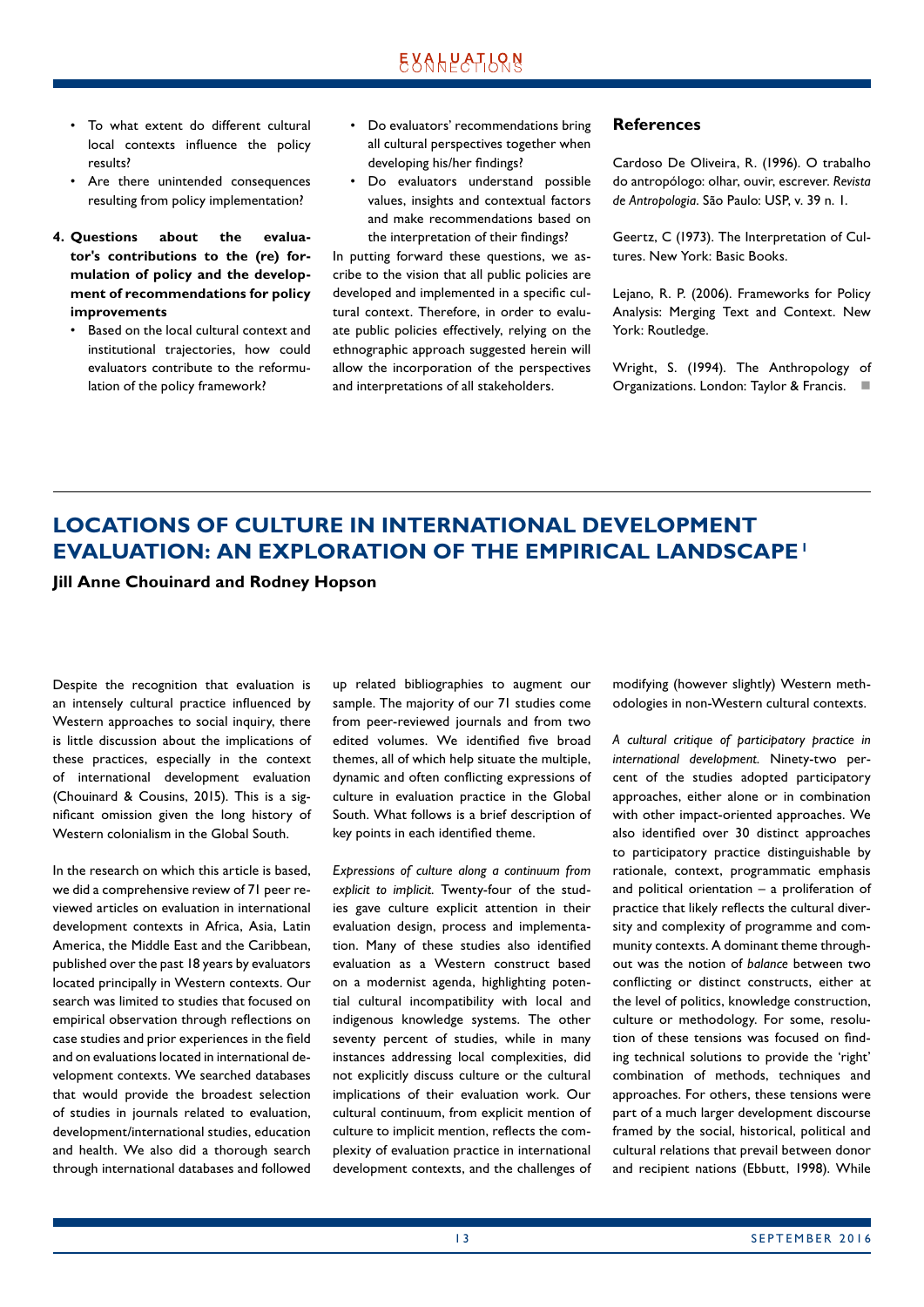- To what extent do different cultural local contexts influence the policy results?
- Are there unintended consequences resulting from policy implementation?

**4. Questions about the evaluator's contributions to the (re) formulation of policy and the development of recommendations for policy improvements**

- Based on the local cultural context and institutional trajectories, how could evaluators contribute to the reformulation of the policy framework?
- Do evaluators' recommendations bring all cultural perspectives together when developing his/her findings?
- Do evaluators understand possible values, insights and contextual factors and make recommendations based on the interpretation of their findings?

In putting forward these questions, we ascribe to the vision that all public policies are developed and implemented in a specific cultural context. Therefore, in order to evaluate public policies effectively, relying on the ethnographic approach suggested herein will allow the incorporation of the perspectives and interpretations of all stakeholders.

### References

Cardoso De Oliveira, R. (1996). O trabalho do antropólogo: olhar, ouvir, escrever. *Revista de Antropologia*. São Paulo: USP, v. 39 n. 1.

Geertz, C (1973). The Interpretation of Cultures. New York: Basic Books.

Lejano, R. P. (2006). Frameworks for Policy Analysis: Merging Text and Context. New York: Routledge.

Wright, S. (1994). The Anthropology of Organizations. London: Taylor & Francis.

## LOCATIONS OF CULTURE IN INTERNATIONAL DEVELOPMENT EVALUATION: AN EXPLORATION OF THE EMPIRICAL LANDSCAPE[1]

**Jill Anne Chouinard and Rodney Hopson**

Despite the recognition that evaluation is an intensely cultural practice influenced by Western approaches to social inquiry, there is little discussion about the implications of these practices, especially in the context of international development evaluation (Chouinard & Cousins, 2015). This is a significant omission given the long history of Western colonialism in the Global South.

In the research on which this article is based, we did a comprehensive review of 71 peer reviewed articles on evaluation in international development contexts in Africa, Asia, Latin America, the Middle East and the Caribbean, published over the past 18 years by evaluators located principally in Western contexts. Our search was limited to studies that focused on empirical observation through reflections on case studies and prior experiences in the field and on evaluations located in international development contexts. We searched databases that would provide the broadest selection of studies in journals related to evaluation, development/international studies, education and health. We also did a thorough search through international databases and followed up related bibliographies to augment our sample. The majority of our 71 studies come from peer-reviewed journals and from two edited volumes. We identified five broad themes, all of which help situate the multiple, dynamic and often conflicting expressions of culture in evaluation practice in the Global South. What follows is a brief description of key points in each identified theme.

*Expressions of culture along a continuum from explicit to implicit.* Twenty-four of the studies gave culture explicit attention in their evaluation design, process and implementation. Many of these studies also identified evaluation as a Western construct based on a modernist agenda, highlighting potential cultural incompatibility with local and indigenous knowledge systems. The other seventy percent of studies, while in many instances addressing local complexities, did not explicitly discuss culture or the cultural implications of their evaluation work. Our cultural continuum, from explicit mention of culture to implicit mention, reflects the complexity of evaluation practice in international development contexts, and the challenges of modifying (however slightly) Western methodologies in non-Western cultural contexts.

*A cultural critique of participatory practice in international development.* Ninety-two percent of the studies adopted participatory approaches, either alone or in combination with other impact-oriented approaches. We also identified over 30 distinct approaches to participatory practice distinguishable by rationale, context, programmatic emphasis and political orientation – a proliferation of practice that likely reflects the cultural diversity and complexity of programme and community contexts. A dominant theme throughout was the notion of *balance* between two conflicting or distinct constructs, either at the level of politics, knowledge construction, culture or methodology. For some, resolution of these tensions was focused on finding technical solutions to provide the 'right' combination of methods, techniques and approaches. For others, these tensions were part of a much larger development discourse framed by the social, historical, political and cultural relations that prevail between donor and recipient nations (Ebbutt, 1998). While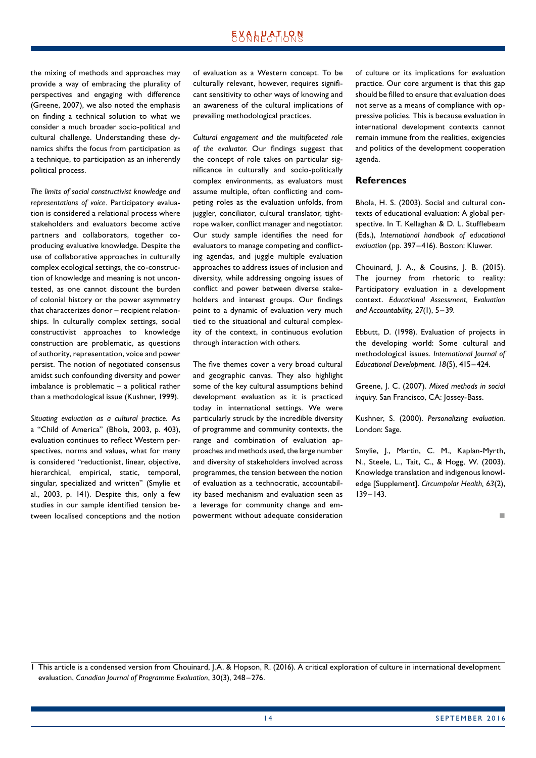the mixing of methods and approaches may provide a way of embracing the plurality of perspectives and engaging with difference (Greene, 2007), we also noted the emphasis on finding a technical solution to what we consider a much broader socio-political and cultural challenge. Understanding these dynamics shifts the focus from participation as a technique, to participation as an inherently political process.

*The limits of social constructivist knowledge and representations of voice.* Participatory evaluation is considered a relational process where stakeholders and evaluators become active partners and collaborators, together co-producing evaluative knowledge. Despite the use of collaborative approaches in culturally complex ecological settings, the co-construction of knowledge and meaning is not uncontested, as one cannot discount the burden of colonial history or the power asymmetry that characterizes donor – recipient relationships. In culturally complex settings, social constructivist approaches to knowledge construction are problematic, as questions of authority, representation, voice and power persist. The notion of negotiated consensus amidst such confounding diversity and power imbalance is problematic – a political rather than a methodological issue (Kushner, 1999).

*Situating evaluation as a cultural practice.* As a "Child of America" (Bhola, 2003, p. 403), evaluation continues to reflect Western perspectives, norms and values, what for many is considered "reductionist, linear, objective, hierarchical, empirical, static, temporal, singular, specialized and written" (Smylie et al., 2003, p. 141). Despite this, only a few studies in our sample identified tension between localised conceptions and the notion of evaluation as a Western concept. To be culturally relevant, however, requires significant sensitivity to other ways of knowing and an awareness of the cultural implications of prevailing methodological practices.

*Cultural engagement and the multifaceted role of the evaluator.* Our findings suggest that the concept of role takes on particular significance in culturally and socio-politically complex environments, as evaluators must assume multiple, often conflicting and competing roles as the evaluation unfolds, from juggler, conciliator, cultural translator, tightrope walker, conflict manager and negotiator. Our study sample identifies the need for evaluators to manage competing and conflicting agendas, and juggle multiple evaluation approaches to address issues of inclusion and diversity, while addressing ongoing issues of conflict and power between diverse stakeholders and interest groups. Our findings point to a dynamic of evaluation very much tied to the situational and cultural complexity of the context, in continuous evolution through interaction with others.

The five themes cover a very broad cultural and geographic canvas. They also highlight some of the key cultural assumptions behind development evaluation as it is practiced today in international settings. We were particularly struck by the incredible diversity of programme and community contexts, the range and combination of evaluation approaches and methods used, the large number and diversity of stakeholders involved across programmes, the tension between the notion of evaluation as a technocratic, accountability based mechanism and evaluation seen as a leverage for community change and empowerment without adequate consideration of culture or its implications for evaluation practice. Our core argument is that this gap should be filled to ensure that evaluation does not serve as a means of compliance with oppressive policies. This is because evaluation in international development contexts cannot remain immune from the realities, exigencies and politics of the development cooperation agenda.

## References

Bhola, H. S. (2003). Social and cultural contexts of educational evaluation: A global perspective. In T. Kellaghan & D. L. Stufflebeam (Eds.), *International handbook of educational evaluation* (pp. 397–416). Boston: Kluwer.

Chouinard, J. A., & Cousins, J. B. (2015). The journey from rhetoric to reality: Participatory evaluation in a development context. *Educational Assessment, Evaluation and Accountability, 27*(1), 5–39.

Ebbutt, D. (1998). Evaluation of projects in the developing world: Some cultural and methodological issues. *International Journal of Educational Development. 18*(5), 415–424.

Greene, J. C. (2007). *Mixed methods in social inquiry.* San Francisco, CA: Jossey-Bass.

Kushner, S. (2000). *Personalizing evaluation.* London: Sage.

Smylie, J., Martin, C. M., Kaplan-Myrth, N., Steele, L., Tait, C., & Hogg, W. (2003). Knowledge translation and indigenous knowledge [Supplement]. *Circumpolar Health, 63*(2), 139–143.

1 This article is a condensed version from Chouinard, J.A. & Hopson, R. (2016). A critical exploration of culture in international development evaluation, *Canadian Journal of Programme Evaluation*, 30(3), 248–276.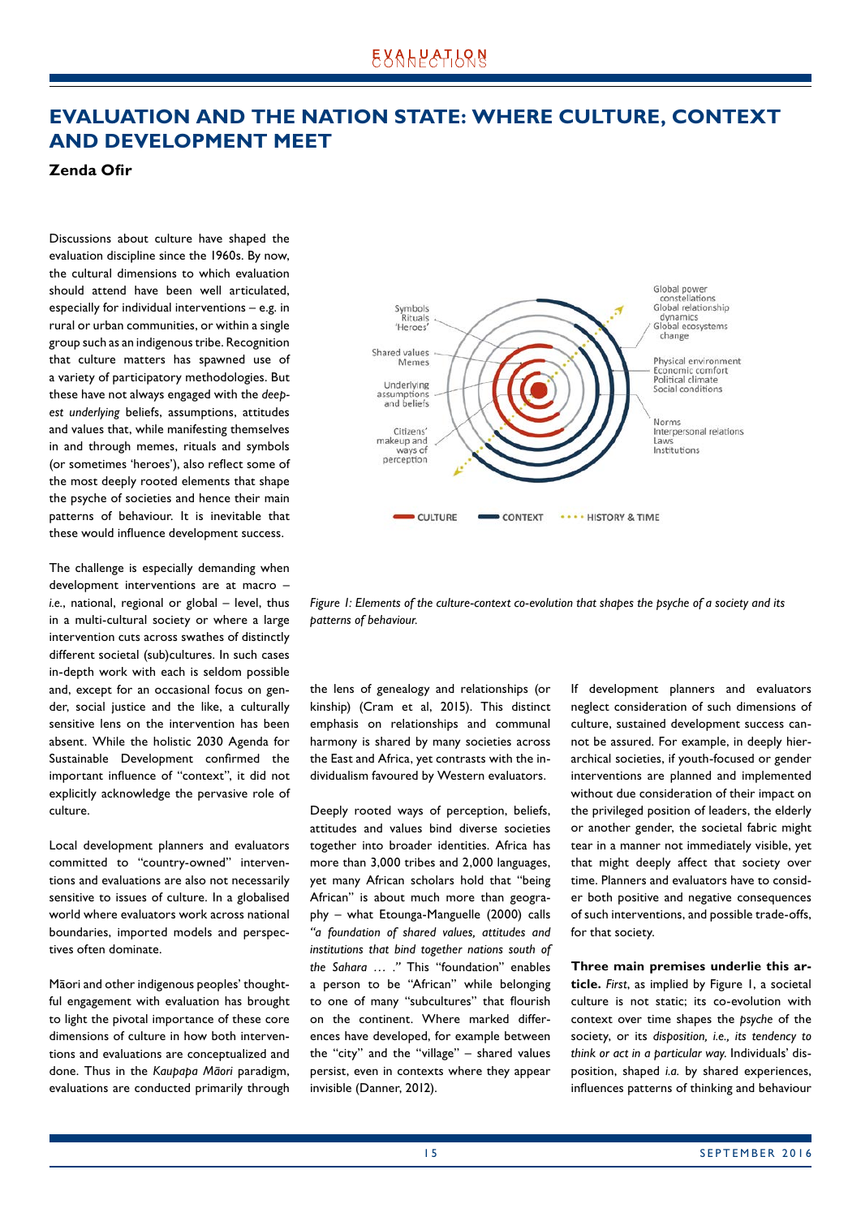# EVALUATION AND THE NATION STATE: WHERE CULTURE, CONTEXT AND DEVELOPMENT MEET

**Zenda Ofir**

Discussions about culture have shaped the evaluation discipline since the 1960s. By now, the cultural dimensions to which evaluation should attend have been well articulated, especially for individual interventions – e.g. in rural or urban communities, or within a single group such as an indigenous tribe. Recognition that culture matters has spawned use of a variety of participatory methodologies. But these have not always engaged with the *deepest underlying* beliefs, assumptions, attitudes and values that, while manifesting themselves in and through memes, rituals and symbols (or sometimes 'heroes'), also reflect some of the most deeply rooted elements that shape the psyche of societies and hence their main patterns of behaviour. It is inevitable that these would influence development success.

The challenge is especially demanding when development interventions are at macro – *i.e.*, national, regional or global – level, thus in a multi-cultural society or where a large intervention cuts across swathes of distinctly different societal (sub)cultures. In such cases in-depth work with each is seldom possible and, except for an occasional focus on gender, social justice and the like, a culturally sensitive lens on the intervention has been absent. While the holistic 2030 Agenda for Sustainable Development confirmed the important influence of "context", it did not explicitly acknowledge the pervasive role of culture.

Local development planners and evaluators committed to "country-owned" interventions and evaluations are also not necessarily sensitive to issues of culture. In a globalised world where evaluators work across national boundaries, imported models and perspectives often dominate.

Māori and other indigenous peoples' thoughtful engagement with evaluation has brought to light the pivotal importance of these core dimensions of culture in how both interventions and evaluations are conceptualized and done. Thus in the *Kaupapa Māori* paradigm, evaluations are conducted primarily through the lens of genealogy and relationships (or kinship) (Cram et al, 2015). This distinct emphasis on relationships and communal harmony is shared by many societies across the East and Africa, yet contrasts with the individualism favoured by Western evaluators.

Symbols, Rituals, 'Heroes' — Shared values, Memes — Underlying assumptions and beliefs — Citizens' makeup and ways of perception — Global power constellations, Global relationship dynamics, Global ecosystems change — Physical environment, Economic comfort, Political climate, Social conditions — Norms, Interpersonal relations, Laws, Institutions — CULTURE — CONTEXT — HISTORY & TIME

*Figure 1: Elements of the culture-context co-evolution that shapes the psyche of a society and its patterns of behaviour.*

Deeply rooted ways of perception, beliefs, attitudes and values bind diverse societies together into broader identities. Africa has more than 3,000 tribes and 2,000 languages, yet many African scholars hold that "being African" is about much more than geography – what Etounga-Manguelle (2000) calls *"a foundation of shared values, attitudes and institutions that bind together nations south of the Sahara … ."* This "foundation" enables a person to be "African" while belonging to one of many "subcultures" that flourish on the continent. Where marked differences have developed, for example between the "city" and the "village" – shared values persist, even in contexts where they appear invisible (Danner, 2012).

If development planners and evaluators neglect consideration of such dimensions of culture, sustained development success cannot be assured. For example, in deeply hierarchical societies, if youth-focused or gender interventions are planned and implemented without due consideration of their impact on the privileged position of leaders, the elderly or another gender, the societal fabric might tear in a manner not immediately visible, yet that might deeply affect that society over time. Planners and evaluators have to consider both positive and negative consequences of such interventions, and possible trade-offs, for that society.

**Three main premises underlie this article.** *First*, as implied by Figure 1, a societal culture is not static; its co-evolution with context over time shapes the *psyche* of the society, or its *disposition, i.e., its tendency to think or act in a particular way.* Individuals' disposition, shaped *i.a.* by shared experiences, influences patterns of thinking and behaviour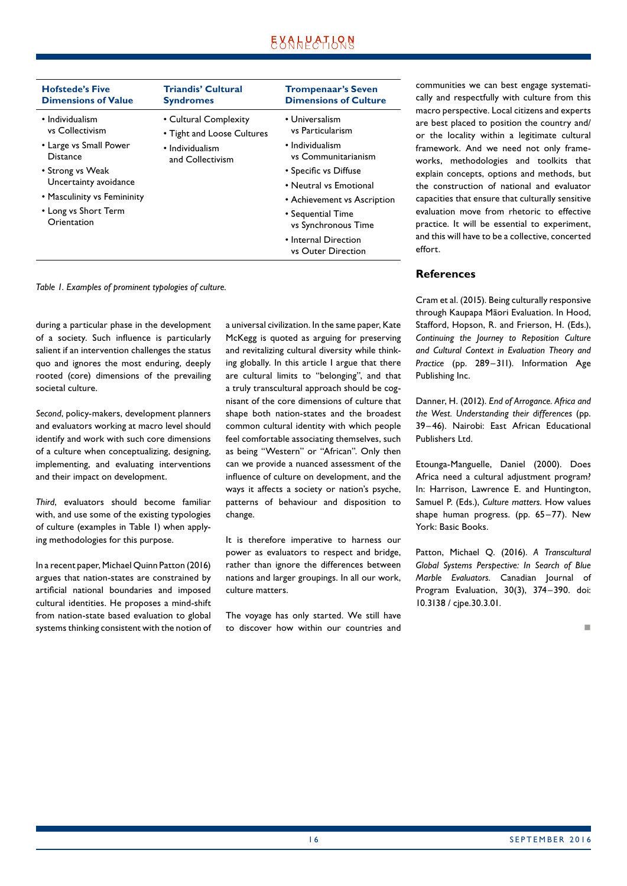| Hofstede's Five Dimensions of Value | Triandis' Cultural Syndromes | Trompenaar's Seven Dimensions of Culture |
|---|---|---|
| • Individualism vs Collectivism<br>• Large vs Small Power Distance<br>• Strong vs Weak Uncertainty avoidance<br>• Masculinity vs Femininity<br>• Long vs Short Term Orientation | • Cultural Complexity<br>• Tight and Loose Cultures<br>• Individualism and Collectivism | • Universalism vs Particularism<br>• Individualism vs Communitarianism<br>• Specific vs Diffuse<br>• Neutral vs Emotional<br>• Achievement vs Ascription<br>• Sequential Time vs Synchronous Time<br>• Internal Direction vs Outer Direction |

*Table 1. Examples of prominent typologies of culture.*

during a particular phase in the development of a society. Such influence is particularly salient if an intervention challenges the status quo and ignores the most enduring, deeply rooted (core) dimensions of the prevailing societal culture.

*Second*, policy-makers, development planners and evaluators working at macro level should identify and work with such core dimensions of a culture when conceptualizing, designing, implementing, and evaluating interventions and their impact on development.

*Third*, evaluators should become familiar with, and use some of the existing typologies of culture (examples in Table 1) when applying methodologies for this purpose.

In a recent paper, Michael Quinn Patton (2016) argues that nation-states are constrained by artificial national boundaries and imposed cultural identities. He proposes a mind-shift from nation-state based evaluation to global systems thinking consistent with the notion of a universal civilization. In the same paper, Kate McKegg is quoted as arguing for preserving and revitalizing cultural diversity while thinking globally. In this article I argue that there are cultural limits to "belonging", and that a truly transcultural approach should be cognisant of the core dimensions of culture that shape both nation-states and the broadest common cultural identity with which people feel comfortable associating themselves, such as being "Western" or "African". Only then can we provide a nuanced assessment of the influence of culture on development, and the ways it affects a society or nation's psyche, patterns of behaviour and disposition to change.

It is therefore imperative to harness our power as evaluators to respect and bridge, rather than ignore the differences between nations and larger groupings. In all our work, culture matters.

The voyage has only started. We still have to discover how within our countries and communities we can best engage systematically and respectfully with culture from this macro perspective. Local citizens and experts are best placed to position the country and/or the locality within a legitimate cultural framework. And we need not only frameworks, methodologies and toolkits that explain concepts, options and methods, but the construction of national and evaluator capacities that ensure that culturally sensitive evaluation move from rhetoric to effective practice. It will be essential to experiment, and this will have to be a collective, concerted effort.

## References

Cram et al. (2015). Being culturally responsive through Kaupapa Māori Evaluation. In Hood, Stafford, Hopson, R. and Frierson, H. (Eds.), *Continuing the Journey to Reposition Culture and Cultural Context in Evaluation Theory and Practice* (pp. 289–311). Information Age Publishing Inc.

Danner, H. (2012). *End of Arrogance. Africa and the West. Understanding their differences* (pp. 39–46). Nairobi: East African Educational Publishers Ltd.

Etounga-Manguelle, Daniel (2000). Does Africa need a cultural adjustment program? In: Harrison, Lawrence E. and Huntington, Samuel P. (Eds.), *Culture matters.* How values shape human progress. (pp. 65–77). New York: Basic Books.

Patton, Michael Q. (2016). *A Transcultural Global Systems Perspective: In Search of Blue Marble Evaluators.* Canadian Journal of Program Evaluation, 30(3), 374–390. doi: 10.3138 / cjpe.30.3.01.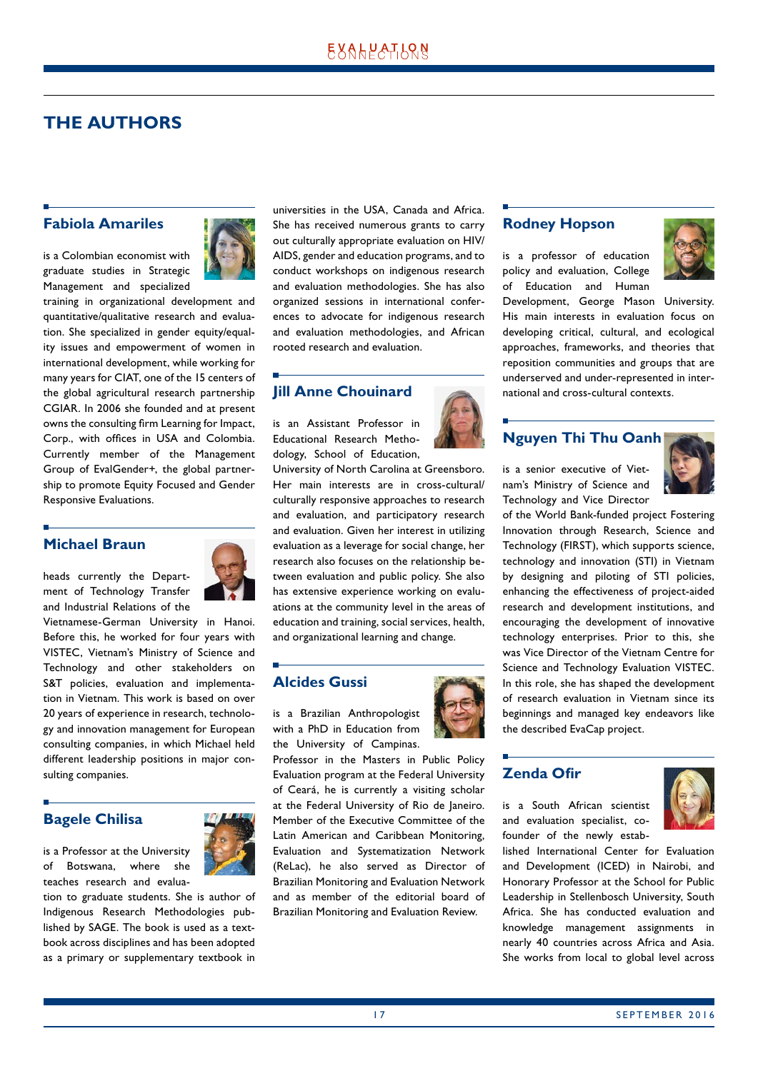# THE AUTHORS

## Fabiola Amariles

is a Colombian economist with graduate studies in Strategic Management and specialized training in organizational development and quantitative/qualitative research and evaluation. She specialized in gender equity/equality issues and empowerment of women in international development, while working for many years for CIAT, one of the 15 centers of the global agricultural research partnership CGIAR. In 2006 she founded and at present owns the consulting firm Learning for Impact, Corp., with offices in USA and Colombia. Currently member of the Management Group of EvalGender+, the global partnership to promote Equity Focused and Gender Responsive Evaluations.

## Michael Braun

heads currently the Department of Technology Transfer and Industrial Relations of the Vietnamese-German University in Hanoi. Before this, he worked for four years with VISTEC, Vietnam's Ministry of Science and Technology and other stakeholders on S&T policies, evaluation and implementation in Vietnam. This work is based on over 20 years of experience in research, technology and innovation management for European consulting companies, in which Michael held different leadership positions in major consulting companies.

## Bagele Chilisa

is a Professor at the University of Botswana, where she teaches research and evaluation to graduate students. She is author of Indigenous Research Methodologies published by SAGE. The book is used as a textbook across disciplines and has been adopted as a primary or supplementary textbook in universities in the USA, Canada and Africa. She has received numerous grants to carry out culturally appropriate evaluation on HIV/AIDS, gender and education programs, and to conduct workshops on indigenous research and evaluation methodologies. She has also organized sessions in international conferences to advocate for indigenous research and evaluation methodologies, and African rooted research and evaluation.

## Jill Anne Chouinard

is an Assistant Professor in Educational Research Methodology, School of Education, University of North Carolina at Greensboro. Her main interests are in cross-cultural/culturally responsive approaches to research and evaluation, and participatory research and evaluation. Given her interest in utilizing evaluation as a leverage for social change, her research also focuses on the relationship between evaluation and public policy. She also has extensive experience working on evaluations at the community level in the areas of education and training, social services, health, and organizational learning and change.

## Alcides Gussi

is a Brazilian Anthropologist with a PhD in Education from the University of Campinas. Professor in the Masters in Public Policy Evaluation program at the Federal University of Ceará, he is currently a visiting scholar at the Federal University of Rio de Janeiro. Member of the Executive Committee of the Latin American and Caribbean Monitoring, Evaluation and Systematization Network (ReLac), he also served as Director of Brazilian Monitoring and Evaluation Network and as member of the editorial board of Brazilian Monitoring and Evaluation Review.

## Rodney Hopson

is a professor of education policy and evaluation, College of Education and Human Development, George Mason University. His main interests in evaluation focus on developing critical, cultural, and ecological approaches, frameworks, and theories that reposition communities and groups that are underserved and under-represented in international and cross-cultural contexts.

## Nguyen Thi Thu Oanh

is a senior executive of Vietnam's Ministry of Science and Technology and Vice Director of the World Bank-funded project Fostering Innovation through Research, Science and Technology (FIRST), which supports science, technology and innovation (STI) in Vietnam by designing and piloting of STI policies, enhancing the effectiveness of project-aided research and development institutions, and encouraging the development of innovative technology enterprises. Prior to this, she was Vice Director of the Vietnam Centre for Science and Technology Evaluation VISTEC. In this role, she has shaped the development of research evaluation in Vietnam since its beginnings and managed key endeavors like the described EvaCap project.

## Zenda Ofir

is a South African scientist and evaluation specialist, co-founder of the newly established International Center for Evaluation and Development (ICED) in Nairobi, and Honorary Professor at the School for Public Leadership in Stellenbosch University, South Africa. She has conducted evaluation and knowledge management assignments in nearly 40 countries across Africa and Asia. She works from local to global level across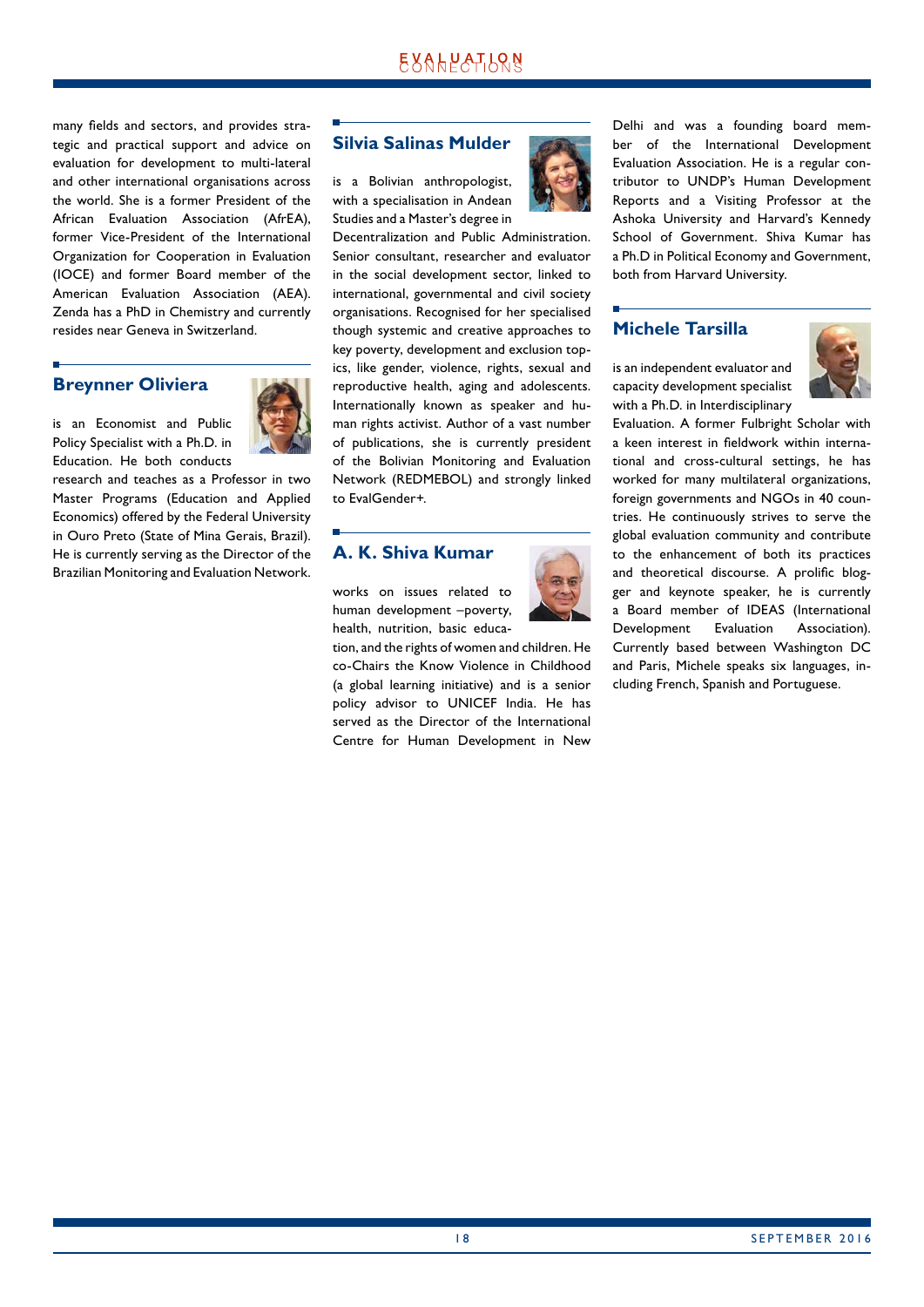many fields and sectors, and provides strategic and practical support and advice on evaluation for development to multi-lateral and other international organisations across the world. She is a former President of the African Evaluation Association (AfrEA), former Vice-President of the International Organization for Cooperation in Evaluation (IOCE) and former Board member of the American Evaluation Association (AEA). Zenda has a PhD in Chemistry and currently resides near Geneva in Switzerland.

## Breynner Oliviera

is an Economist and Public Policy Specialist with a Ph.D. in Education. He both conducts research and teaches as a Professor in two Master Programs (Education and Applied Economics) offered by the Federal University in Ouro Preto (State of Mina Gerais, Brazil). He is currently serving as the Director of the Brazilian Monitoring and Evaluation Network.

## Silvia Salinas Mulder

is a Bolivian anthropologist, with a specialisation in Andean Studies and a Master's degree in Decentralization and Public Administration. Senior consultant, researcher and evaluator in the social development sector, linked to international, governmental and civil society organisations. Recognised for her specialised though systemic and creative approaches to key poverty, development and exclusion topics, like gender, violence, rights, sexual and reproductive health, aging and adolescents. Internationally known as speaker and human rights activist. Author of a vast number of publications, she is currently president of the Bolivian Monitoring and Evaluation Network (REDMEBOL) and strongly linked to EvalGender+.

## A. K. Shiva Kumar

works on issues related to human development –poverty, health, nutrition, basic education, and the rights of women and children. He co-Chairs the Know Violence in Childhood (a global learning initiative) and is a senior policy advisor to UNICEF India. He has served as the Director of the International Centre for Human Development in New Delhi and was a founding board member of the International Development Evaluation Association. He is a regular contributor to UNDP's Human Development Reports and a Visiting Professor at the Ashoka University and Harvard's Kennedy School of Government. Shiva Kumar has a Ph.D in Political Economy and Government, both from Harvard University.

## Michele Tarsilla

is an independent evaluator and capacity development specialist with a Ph.D. in Interdisciplinary Evaluation. A former Fulbright Scholar with a keen interest in fieldwork within international and cross-cultural settings, he has worked for many multilateral organizations, foreign governments and NGOs in 40 countries. He continuously strives to serve the global evaluation community and contribute to the enhancement of both its practices and theoretical discourse. A prolific blogger and keynote speaker, he is currently a Board member of IDEAS (International Development Evaluation Association). Currently based between Washington DC and Paris, Michele speaks six languages, including French, Spanish and Portuguese.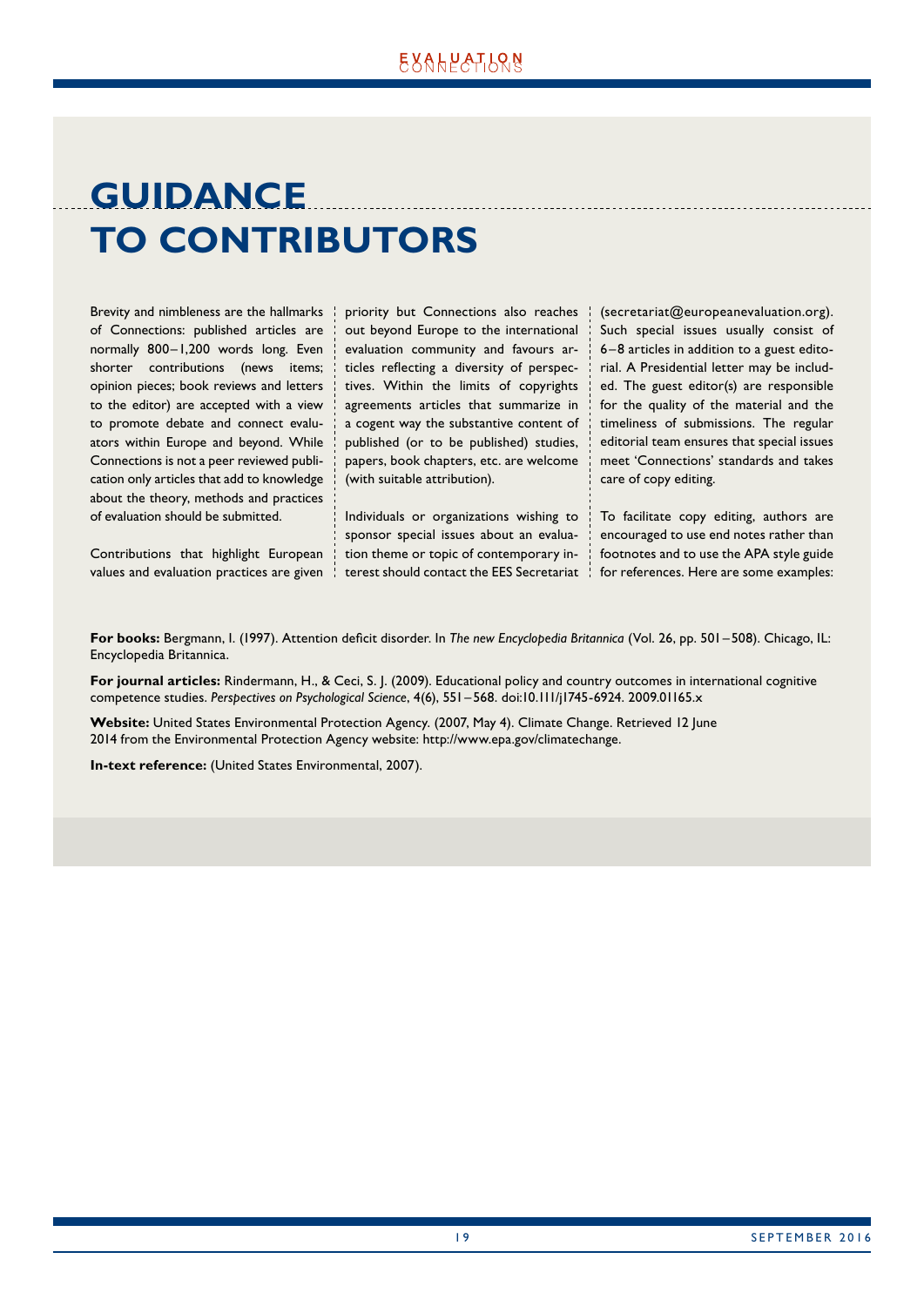# GUIDANCE TO CONTRIBUTORS

Brevity and nimbleness are the hallmarks of Connections: published articles are normally 800–1,200 words long. Even shorter contributions (news items; opinion pieces; book reviews and letters to the editor) are accepted with a view to promote debate and connect evaluators within Europe and beyond. While Connections is not a peer reviewed publication only articles that add to knowledge about the theory, methods and practices of evaluation should be submitted.

Contributions that highlight European values and evaluation practices are given priority but Connections also reaches out beyond Europe to the international evaluation community and favours articles reflecting a diversity of perspectives. Within the limits of copyrights agreements articles that summarize in a cogent way the substantive content of published (or to be published) studies, papers, book chapters, etc. are welcome (with suitable attribution).

Individuals or organizations wishing to sponsor special issues about an evaluation theme or topic of contemporary interest should contact the EES Secretariat (secretariat@europeanevaluation.org). Such special issues usually consist of 6–8 articles in addition to a guest editorial. A Presidential letter may be included. The guest editor(s) are responsible for the quality of the material and the timeliness of submissions. The regular editorial team ensures that special issues meet 'Connections' standards and takes care of copy editing.

To facilitate copy editing, authors are encouraged to use end notes rather than footnotes and to use the APA style guide for references. Here are some examples:

**For books:** Bergmann, I. (1997). Attention deficit disorder. In *The new Encyclopedia Britannica* (Vol. 26, pp. 501–508). Chicago, IL: Encyclopedia Britannica.

**For journal articles:** Rindermann, H., & Ceci, S. J. (2009). Educational policy and country outcomes in international cognitive competence studies. *Perspectives on Psychological Science*, 4(6), 551–568. doi:10.111/j1745-6924. 2009.01165.x

**Website:** United States Environmental Protection Agency. (2007, May 4). Climate Change. Retrieved 12 June 2014 from the Environmental Protection Agency website: http://www.epa.gov/climatechange.

**In-text reference:** (United States Environmental, 2007).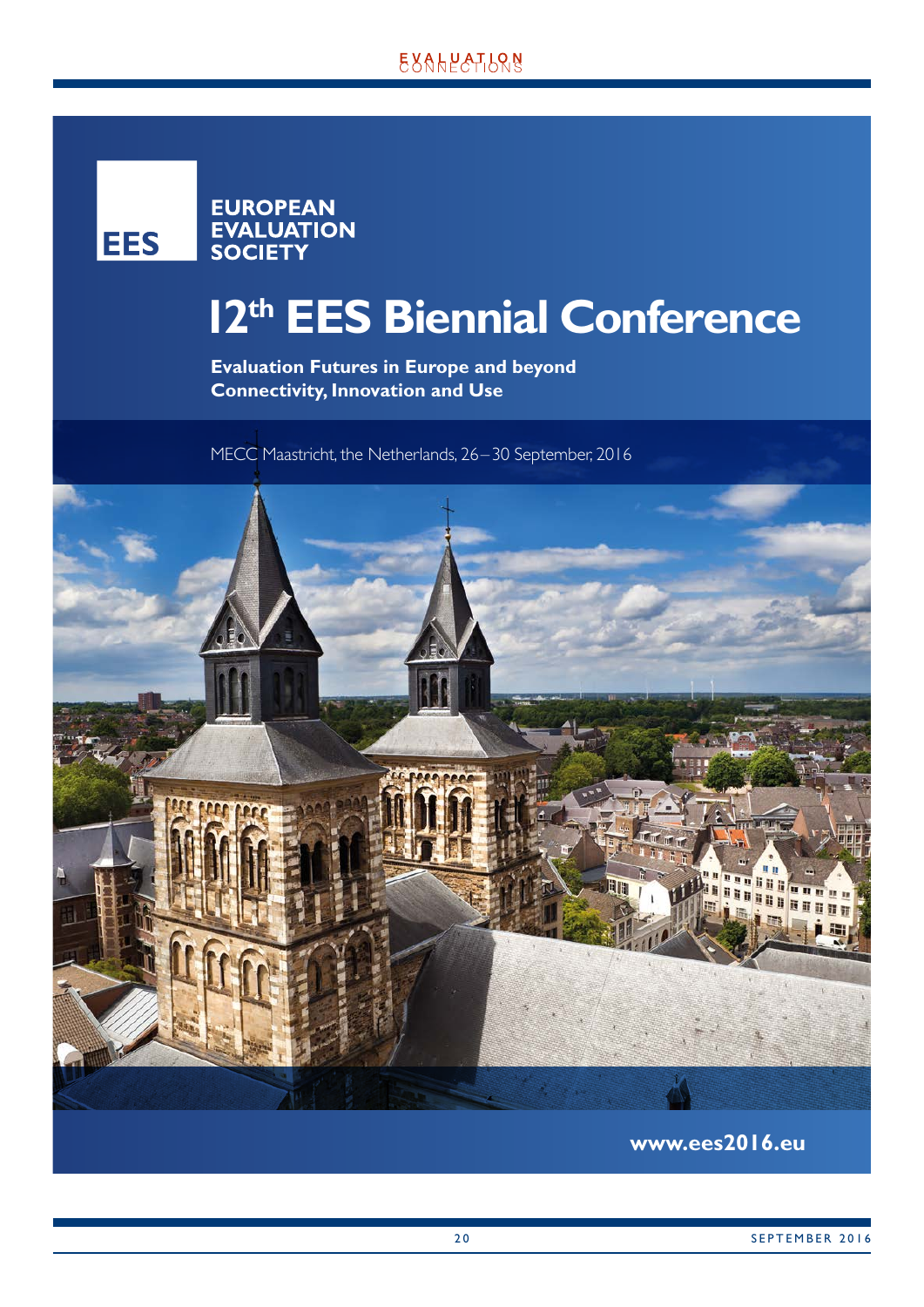**EES**

**EUROPEAN EVALUATION SOCIETY**

# 12th EES Biennial Conference

**Evaluation Futures in Europe and beyond**
**Connectivity, Innovation and Use**

MECC Maastricht, the Netherlands, 26–30 September, 2016

**www.ees2016.eu**